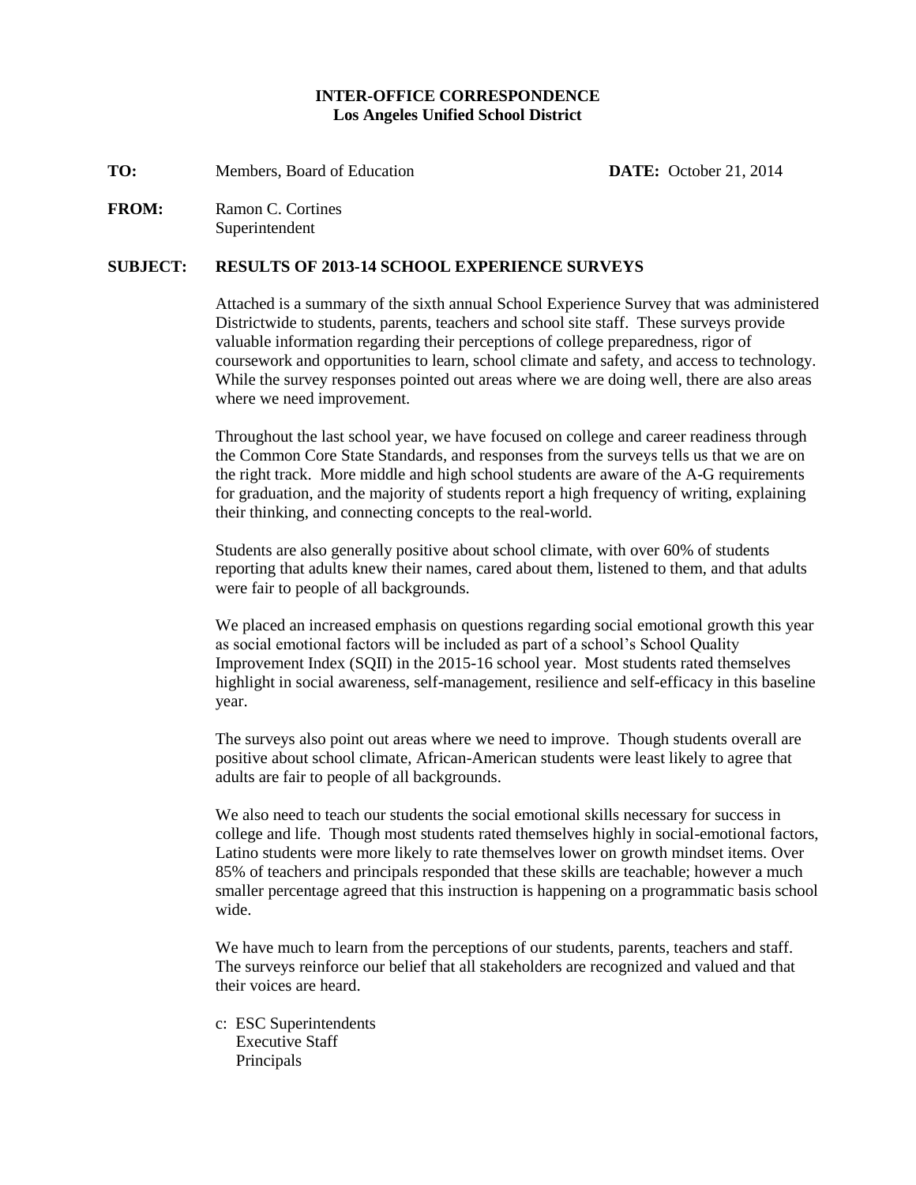**INTER-OFFICE CORRESPONDENCE**
**Los Angeles Unified School District**

**TO:** Members, Board of Education **DATE:** October 21, 2014

**FROM:** Ramon C. Cortines
Superintendent

**SUBJECT: RESULTS OF 2013-14 SCHOOL EXPERIENCE SURVEYS**

Attached is a summary of the sixth annual School Experience Survey that was administered Districtwide to students, parents, teachers and school site staff. These surveys provide valuable information regarding their perceptions of college preparedness, rigor of coursework and opportunities to learn, school climate and safety, and access to technology. While the survey responses pointed out areas where we are doing well, there are also areas where we need improvement.

Throughout the last school year, we have focused on college and career readiness through the Common Core State Standards, and responses from the surveys tells us that we are on the right track. More middle and high school students are aware of the A-G requirements for graduation, and the majority of students report a high frequency of writing, explaining their thinking, and connecting concepts to the real-world.

Students are also generally positive about school climate, with over 60% of students reporting that adults knew their names, cared about them, listened to them, and that adults were fair to people of all backgrounds.

We placed an increased emphasis on questions regarding social emotional growth this year as social emotional factors will be included as part of a school's School Quality Improvement Index (SQII) in the 2015-16 school year. Most students rated themselves highlight in social awareness, self-management, resilience and self-efficacy in this baseline year.

The surveys also point out areas where we need to improve. Though students overall are positive about school climate, African-American students were least likely to agree that adults are fair to people of all backgrounds.

We also need to teach our students the social emotional skills necessary for success in college and life. Though most students rated themselves highly in social-emotional factors, Latino students were more likely to rate themselves lower on growth mindset items. Over 85% of teachers and principals responded that these skills are teachable; however a much smaller percentage agreed that this instruction is happening on a programmatic basis school wide.

We have much to learn from the perceptions of our students, parents, teachers and staff. The surveys reinforce our belief that all stakeholders are recognized and valued and that their voices are heard.

c: ESC Superintendents
Executive Staff
Principals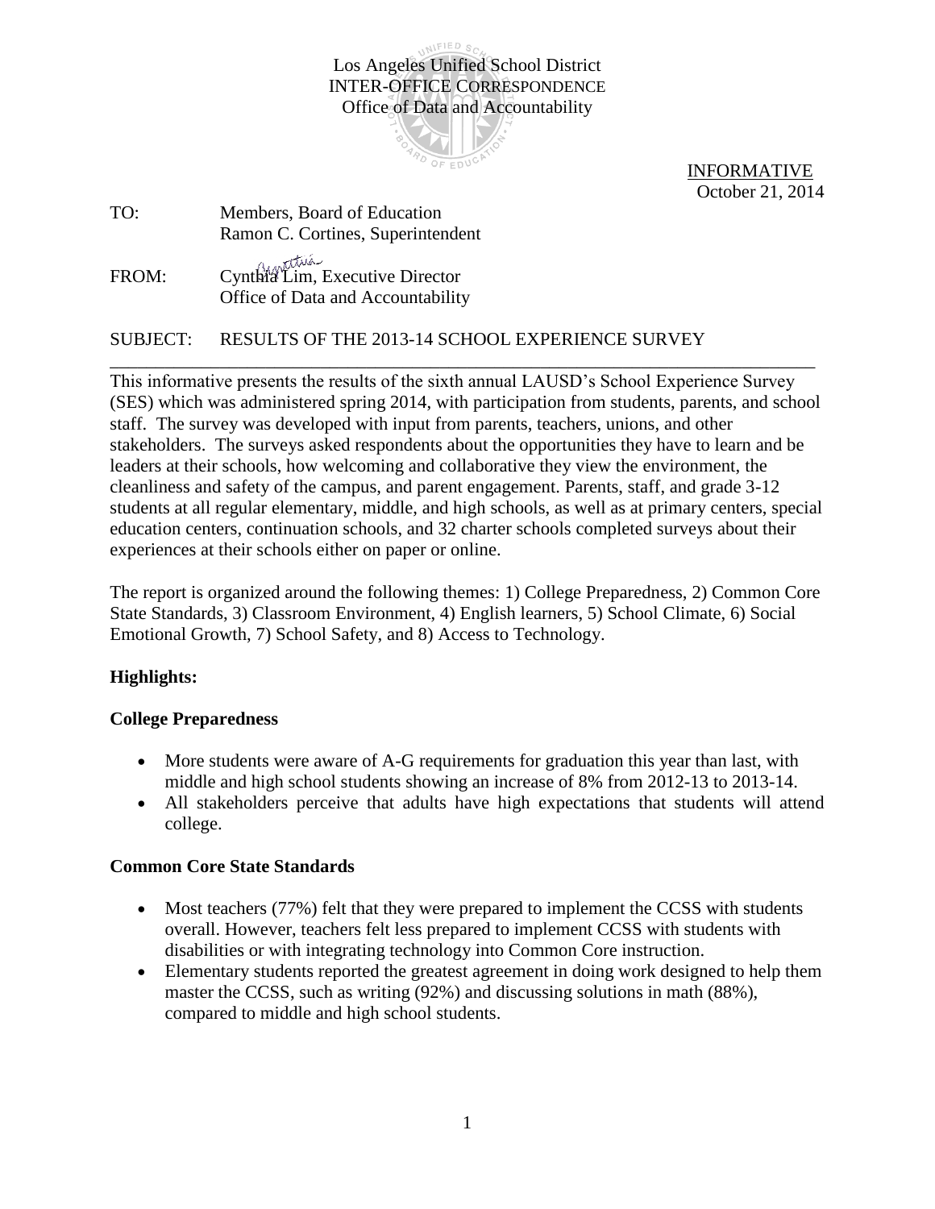Los Angeles Unified School District
INTER-OFFICE CORRESPONDENCE
Office of Data and Accountability

INFORMATIVE
October 21, 2014

TO: Members, Board of Education
Ramon C. Cortines, Superintendent

FROM: Cynthia Lim, Executive Director
Office of Data and Accountability

SUBJECT: RESULTS OF THE 2013-14 SCHOOL EXPERIENCE SURVEY

---

This informative presents the results of the sixth annual LAUSD's School Experience Survey (SES) which was administered spring 2014, with participation from students, parents, and school staff. The survey was developed with input from parents, teachers, unions, and other stakeholders. The surveys asked respondents about the opportunities they have to learn and be leaders at their schools, how welcoming and collaborative they view the environment, the cleanliness and safety of the campus, and parent engagement. Parents, staff, and grade 3-12 students at all regular elementary, middle, and high schools, as well as at primary centers, special education centers, continuation schools, and 32 charter schools completed surveys about their experiences at their schools either on paper or online.

The report is organized around the following themes: 1) College Preparedness, 2) Common Core State Standards, 3) Classroom Environment, 4) English learners, 5) School Climate, 6) Social Emotional Growth, 7) School Safety, and 8) Access to Technology.

**Highlights:**

**College Preparedness**

- More students were aware of A-G requirements for graduation this year than last, with middle and high school students showing an increase of 8% from 2012-13 to 2013-14.
- All stakeholders perceive that adults have high expectations that students will attend college.

**Common Core State Standards**

- Most teachers (77%) felt that they were prepared to implement the CCSS with students overall. However, teachers felt less prepared to implement CCSS with students with disabilities or with integrating technology into Common Core instruction.
- Elementary students reported the greatest agreement in doing work designed to help them master the CCSS, such as writing (92%) and discussing solutions in math (88%), compared to middle and high school students.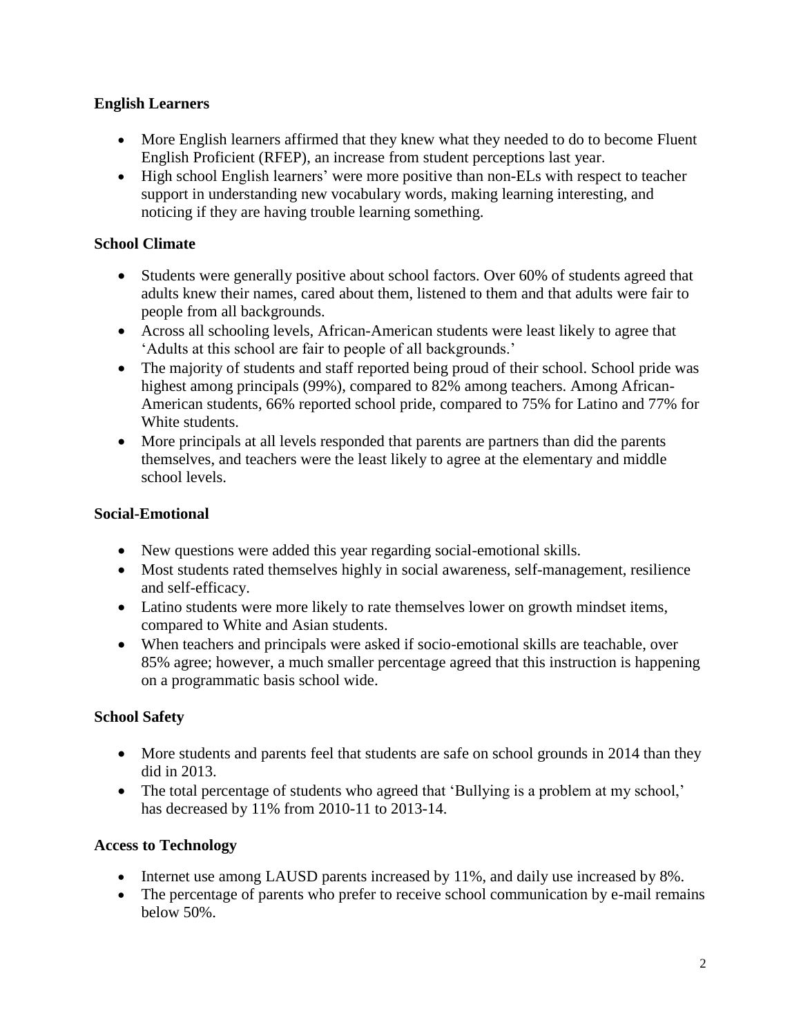**English Learners**

- More English learners affirmed that they knew what they needed to do to become Fluent English Proficient (RFEP), an increase from student perceptions last year.
- High school English learners' were more positive than non-ELs with respect to teacher support in understanding new vocabulary words, making learning interesting, and noticing if they are having trouble learning something.

**School Climate**

- Students were generally positive about school factors. Over 60% of students agreed that adults knew their names, cared about them, listened to them and that adults were fair to people from all backgrounds.
- Across all schooling levels, African-American students were least likely to agree that 'Adults at this school are fair to people of all backgrounds.'
- The majority of students and staff reported being proud of their school. School pride was highest among principals (99%), compared to 82% among teachers. Among African-American students, 66% reported school pride, compared to 75% for Latino and 77% for White students.
- More principals at all levels responded that parents are partners than did the parents themselves, and teachers were the least likely to agree at the elementary and middle school levels.

**Social-Emotional**

- New questions were added this year regarding social-emotional skills.
- Most students rated themselves highly in social awareness, self-management, resilience and self-efficacy.
- Latino students were more likely to rate themselves lower on growth mindset items, compared to White and Asian students.
- When teachers and principals were asked if socio-emotional skills are teachable, over 85% agree; however, a much smaller percentage agreed that this instruction is happening on a programmatic basis school wide.

**School Safety**

- More students and parents feel that students are safe on school grounds in 2014 than they did in 2013.
- The total percentage of students who agreed that 'Bullying is a problem at my school,' has decreased by 11% from 2010-11 to 2013-14.

**Access to Technology**

- Internet use among LAUSD parents increased by 11%, and daily use increased by 8%.
- The percentage of parents who prefer to receive school communication by e-mail remains below 50%.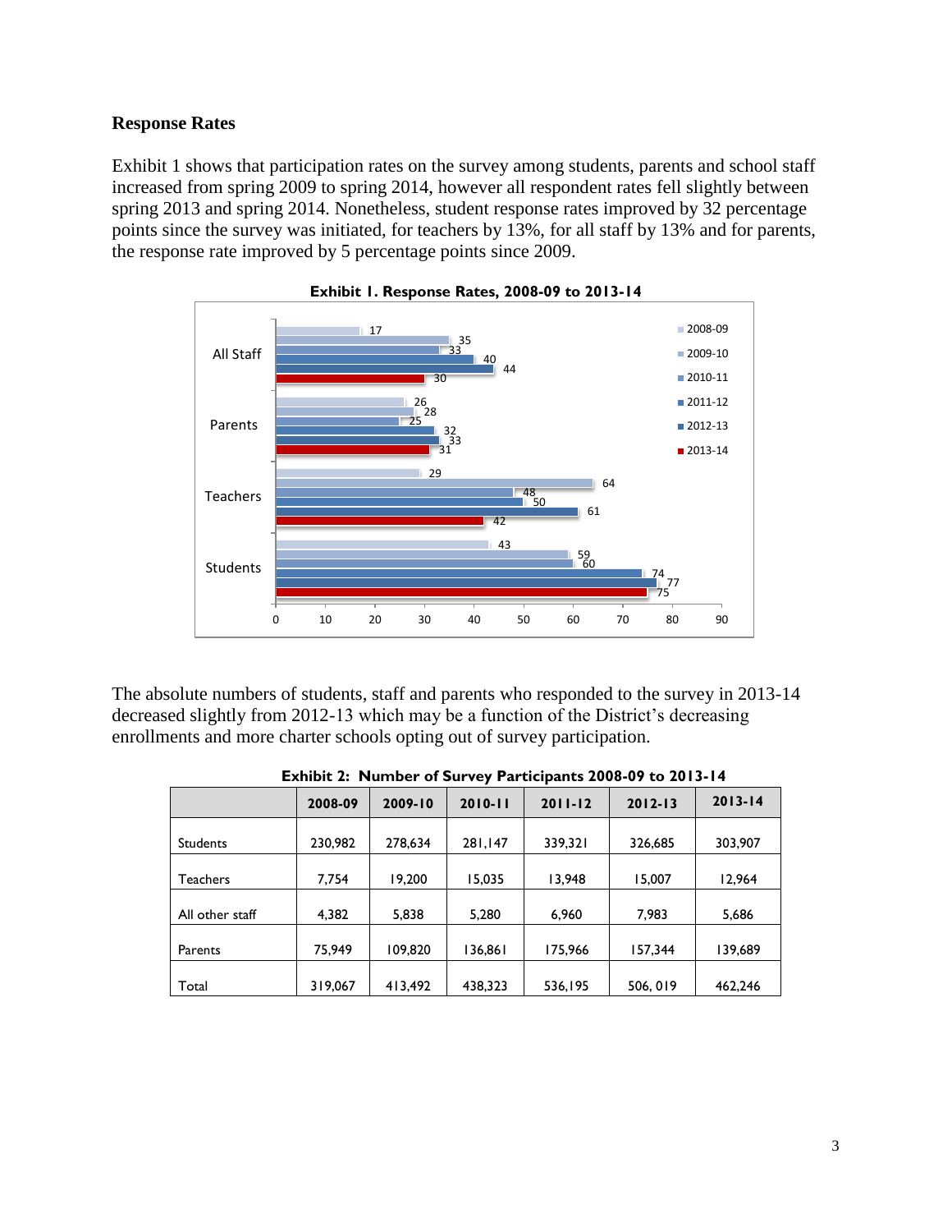### Response Rates

Exhibit 1 shows that participation rates on the survey among students, parents and school staff increased from spring 2009 to spring 2014, however all respondent rates fell slightly between spring 2013 and spring 2014. Nonetheless, student response rates improved by 32 percentage points since the survey was initiated, for teachers by 13%, for all staff by 13% and for parents, the response rate improved by 5 percentage points since 2009.

**Exhibit 1. Response Rates, 2008-09 to 2013-14**

| | 2008-09 | 2009-10 | 2010-11 | 2011-12 | 2012-13 | 2013-14 |
|---|---|---|---|---|---|---|
| All Staff | 17 | 35 | 33 | 40 | 44 | 30 |
| Parents | 26 | 28 | 25 | 32 | 33 | 31 |
| Teachers | 29 | 64 | 48 | 50 | 61 | 42 |
| Students | 43 | 59 | 60 | 74 | 77 | 75 |

The absolute numbers of students, staff and parents who responded to the survey in 2013-14 decreased slightly from 2012-13 which may be a function of the District's decreasing enrollments and more charter schools opting out of survey participation.

**Exhibit 2: Number of Survey Participants 2008-09 to 2013-14**

| | 2008-09 | 2009-10 | 2010-11 | 2011-12 | 2012-13 | 2013-14 |
|---|---|---|---|---|---|---|
| Students | 230,982 | 278,634 | 281,147 | 339,321 | 326,685 | 303,907 |
| Teachers | 7,754 | 19,200 | 15,035 | 13,948 | 15,007 | 12,964 |
| All other staff | 4,382 | 5,838 | 5,280 | 6,960 | 7,983 | 5,686 |
| Parents | 75,949 | 109,820 | 136,861 | 175,966 | 157,344 | 139,689 |
| Total | 319,067 | 413,492 | 438,323 | 536,195 | 506, 019 | 462,246 |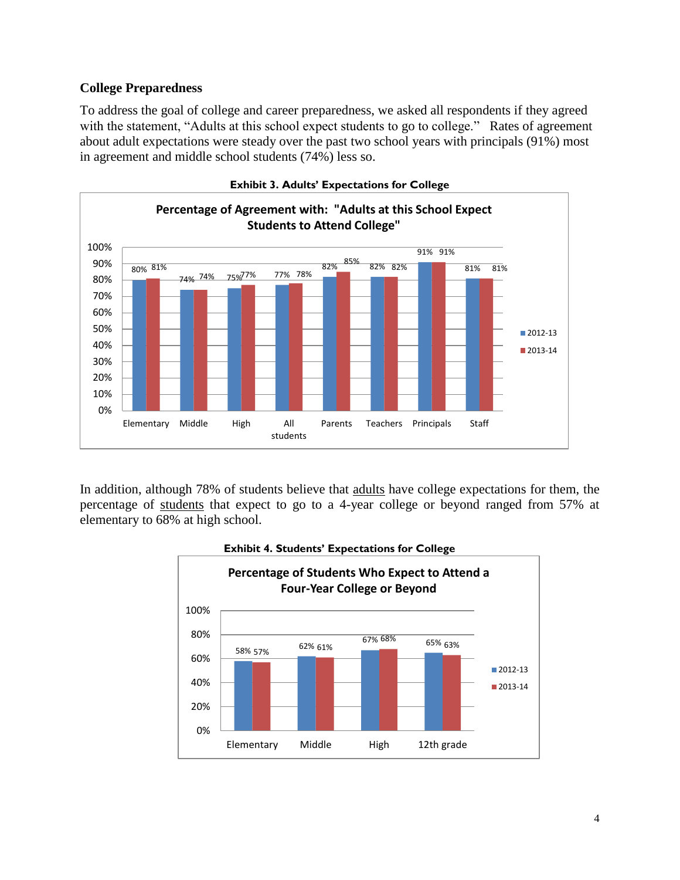### College Preparedness

To address the goal of college and career preparedness, we asked all respondents if they agreed with the statement, "Adults at this school expect students to go to college." Rates of agreement about adult expectations were steady over the past two school years with principals (91%) most in agreement and middle school students (74%) less so.

**Exhibit 3. Adults' Expectations for College**

**Percentage of Agreement with: "Adults at this School Expect Students to Attend College"**

| | 2012-13 | 2013-14 |
|---|---|---|
| Elementary | 80% | 81% |
| Middle | 74% | 74% |
| High | 75% | 77% |
| All students | 77% | 78% |
| Parents | 82% | 85% |
| Teachers | 82% | 82% |
| Principals | 91% | 91% |
| Staff | 81% | 81% |

In addition, although 78% of students believe that adults have college expectations for them, the percentage of students that expect to go to a 4-year college or beyond ranged from 57% at elementary to 68% at high school.

**Exhibit 4. Students' Expectations for College**

**Percentage of Students Who Expect to Attend a Four-Year College or Beyond**

| | 2012-13 | 2013-14 |
|---|---|---|
| Elementary | 58% | 57% |
| Middle | 62% | 61% |
| High | 67% | 68% |
| 12th grade | 65% | 63% |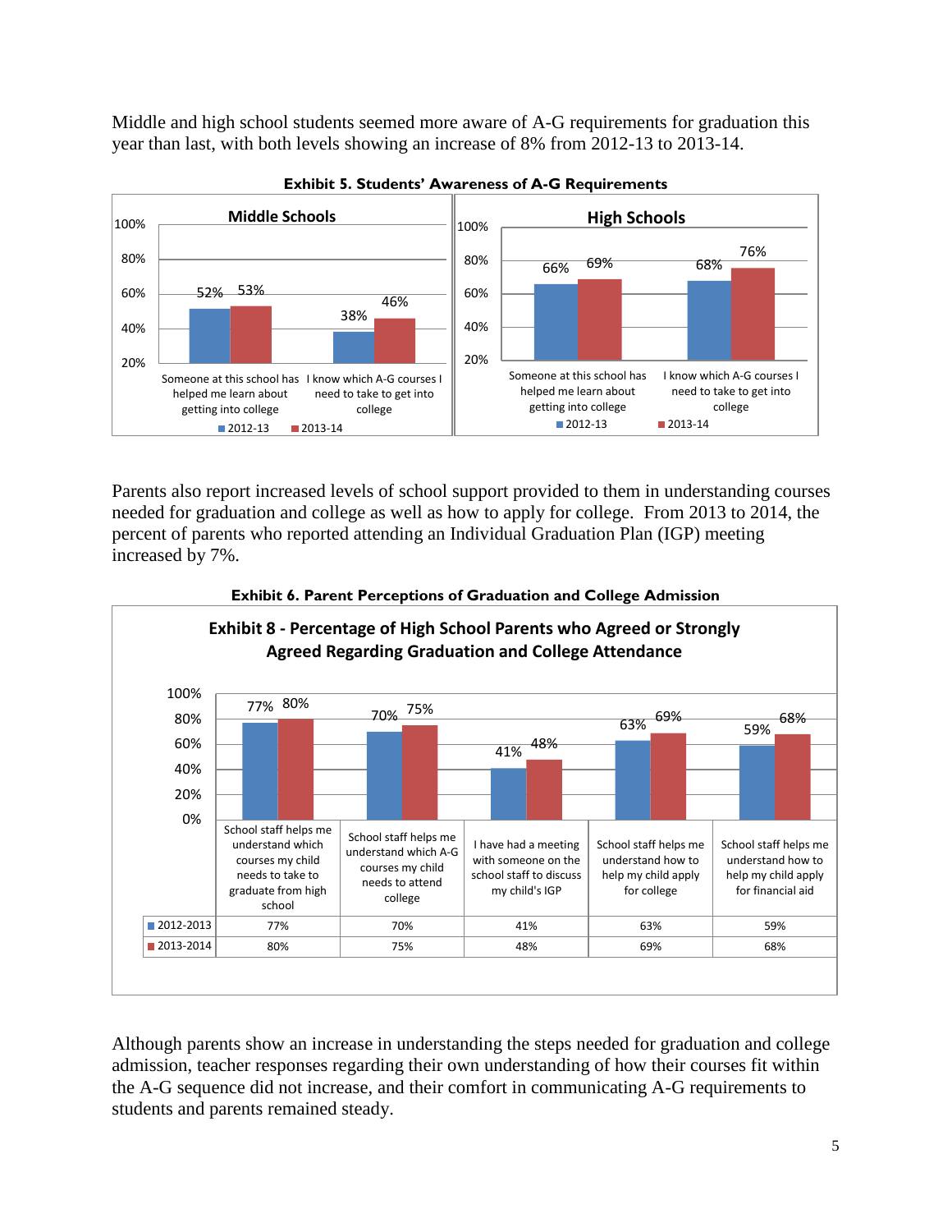Middle and high school students seemed more aware of A-G requirements for graduation this year than last, with both levels showing an increase of 8% from 2012-13 to 2013-14.

**Exhibit 5. Students' Awareness of A-G Requirements**

**Middle Schools**

| | 2012-13 | 2013-14 |
|---|---|---|
| Someone at this school has helped me learn about getting into college | 52% | 53% |
| I know which A-G courses I need to take to get into college | 38% | 46% |

**High Schools**

| | 2012-13 | 2013-14 |
|---|---|---|
| Someone at this school has helped me learn about getting into college | 66% | 69% |
| I know which A-G courses I need to take to get into college | 68% | 76% |

Parents also report increased levels of school support provided to them in understanding courses needed for graduation and college as well as how to apply for college. From 2013 to 2014, the percent of parents who reported attending an Individual Graduation Plan (IGP) meeting increased by 7%.

**Exhibit 6. Parent Perceptions of Graduation and College Admission**

**Exhibit 8 - Percentage of High School Parents who Agreed or Strongly Agreed Regarding Graduation and College Attendance**

| | School staff helps me understand which courses my child needs to take to graduate from high school | School staff helps me understand which A-G courses my child needs to attend college | I have had a meeting with someone on the school staff to discuss my child's IGP | School staff helps me understand how to help my child apply for college | School staff helps me understand how to help my child apply for financial aid |
|---|---|---|---|---|---|
| 2012-2013 | 77% | 70% | 41% | 63% | 59% |
| 2013-2014 | 80% | 75% | 48% | 69% | 68% |

Although parents show an increase in understanding the steps needed for graduation and college admission, teacher responses regarding their own understanding of how their courses fit within the A-G sequence did not increase, and their comfort in communicating A-G requirements to students and parents remained steady.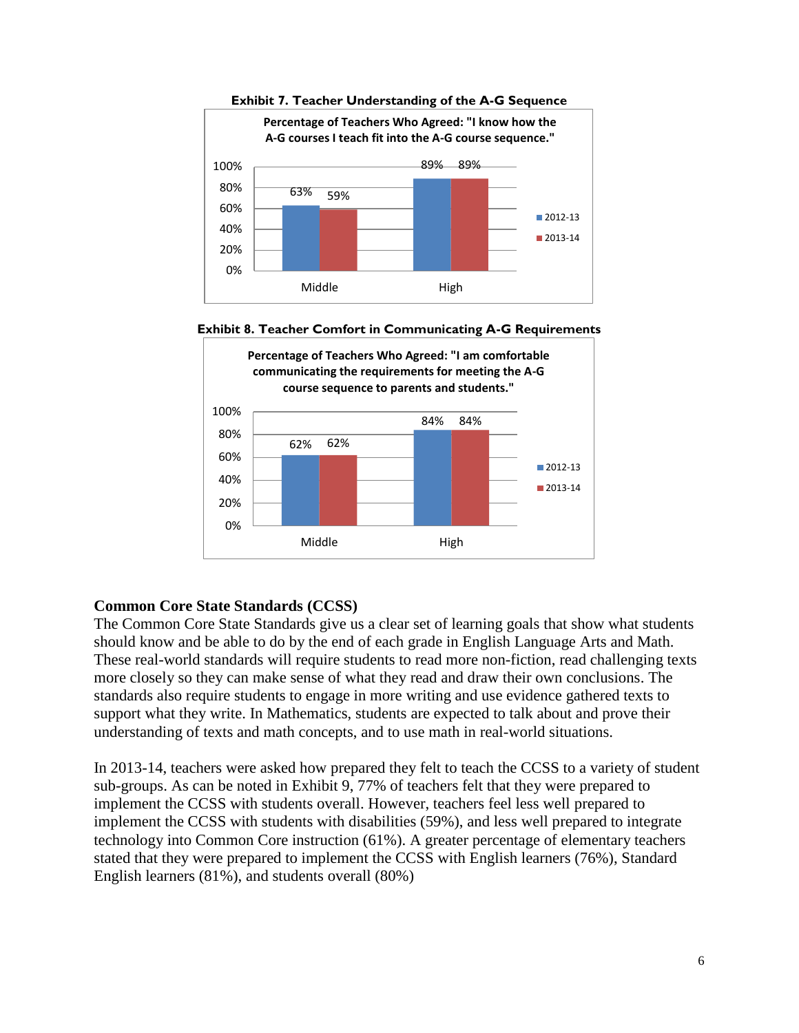**Exhibit 7. Teacher Understanding of the A-G Sequence**

Percentage of Teachers Who Agreed: "I know how the A-G courses I teach fit into the A-G course sequence."

| | 2012-13 | 2013-14 |
|---|---|---|
| Middle | 63% | 59% |
| High | 89% | 89% |

**Exhibit 8. Teacher Comfort in Communicating A-G Requirements**

Percentage of Teachers Who Agreed: "I am comfortable communicating the requirements for meeting the A-G course sequence to parents and students."

| | 2012-13 | 2013-14 |
|---|---|---|
| Middle | 62% | 62% |
| High | 84% | 84% |

## Common Core State Standards (CCSS)

The Common Core State Standards give us a clear set of learning goals that show what students should know and be able to do by the end of each grade in English Language Arts and Math. These real-world standards will require students to read more non-fiction, read challenging texts more closely so they can make sense of what they read and draw their own conclusions. The standards also require students to engage in more writing and use evidence gathered texts to support what they write. In Mathematics, students are expected to talk about and prove their understanding of texts and math concepts, and to use math in real-world situations.

In 2013-14, teachers were asked how prepared they felt to teach the CCSS to a variety of student sub-groups. As can be noted in Exhibit 9, 77% of teachers felt that they were prepared to implement the CCSS with students overall. However, teachers feel less well prepared to implement the CCSS with students with disabilities (59%), and less well prepared to integrate technology into Common Core instruction (61%). A greater percentage of elementary teachers stated that they were prepared to implement the CCSS with English learners (76%), Standard English learners (81%), and students overall (80%)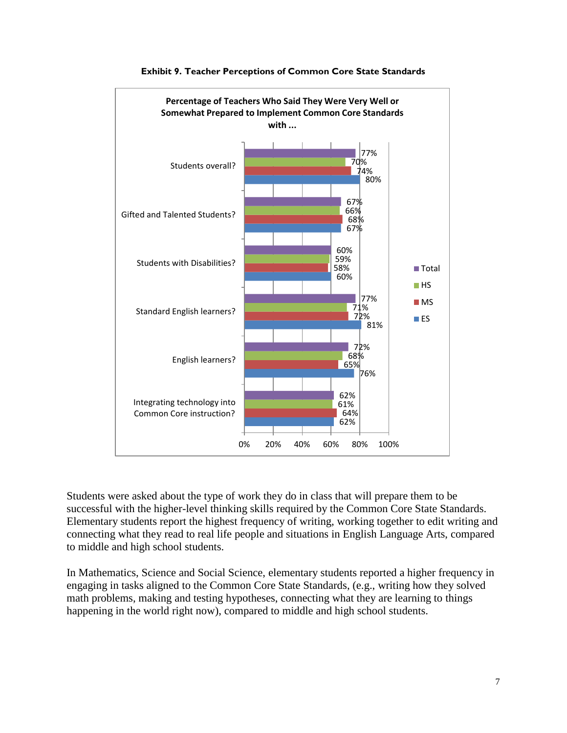**Exhibit 9. Teacher Perceptions of Common Core State Standards**

**Percentage of Teachers Who Said They Were Very Well or Somewhat Prepared to Implement Common Core Standards with ...**

| | Total | HS | MS | ES |
|---|---|---|---|---|
| Students overall? | 77% | 70% | 74% | 80% |
| Gifted and Talented Students? | 67% | 66% | 68% | 67% |
| Students with Disabilities? | 60% | 59% | 58% | 60% |
| Standard English learners? | 77% | 71% | 72% | 81% |
| English learners? | 72% | 68% | 65% | 76% |
| Integrating technology into Common Core instruction? | 62% | 61% | 64% | 62% |

Students were asked about the type of work they do in class that will prepare them to be successful with the higher-level thinking skills required by the Common Core State Standards. Elementary students report the highest frequency of writing, working together to edit writing and connecting what they read to real life people and situations in English Language Arts, compared to middle and high school students.

In Mathematics, Science and Social Science, elementary students reported a higher frequency in engaging in tasks aligned to the Common Core State Standards, (e.g., writing how they solved math problems, making and testing hypotheses, connecting what they are learning to things happening in the world right now), compared to middle and high school students.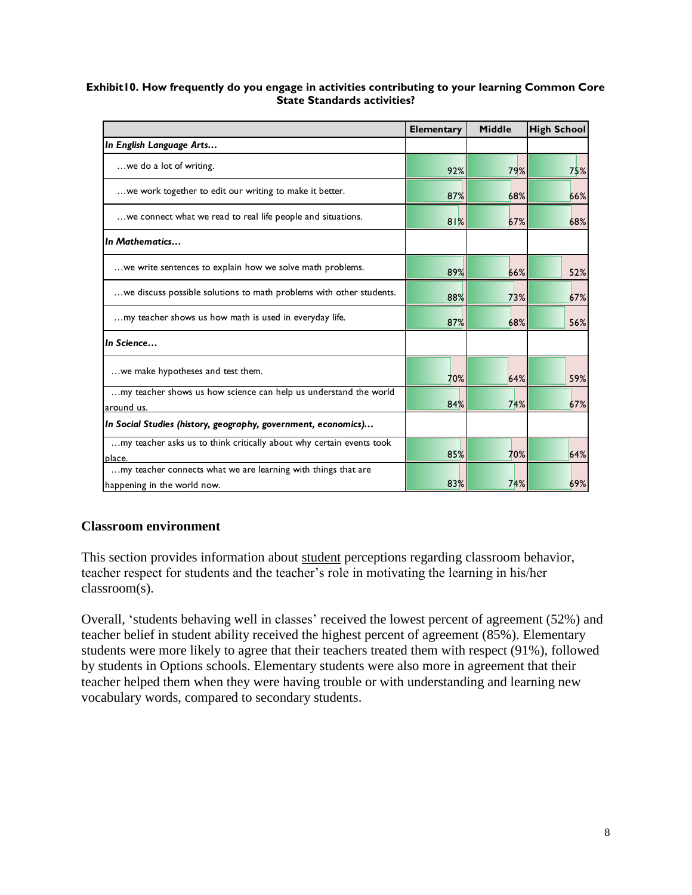**Exhibit10. How frequently do you engage in activities contributing to your learning Common Core State Standards activities?**

| | Elementary | Middle | High School |
|---|---|---|---|
| ***In English Language Arts…*** | | | |
| …we do a lot of writing. | 92% | 79% | 75% |
| …we work together to edit our writing to make it better. | 87% | 68% | 66% |
| …we connect what we read to real life people and situations. | 81% | 67% | 68% |
| ***In Mathematics…*** | | | |
| …we write sentences to explain how we solve math problems. | 89% | 66% | 52% |
| …we discuss possible solutions to math problems with other students. | 88% | 73% | 67% |
| …my teacher shows us how math is used in everyday life. | 87% | 68% | 56% |
| ***In Science…*** | | | |
| …we make hypotheses and test them. | 70% | 64% | 59% |
| …my teacher shows us how science can help us understand the world around us. | 84% | 74% | 67% |
| ***In Social Studies (history, geography, government, economics)…*** | | | |
| …my teacher asks us to think critically about why certain events took place. | 85% | 70% | 64% |
| …my teacher connects what we are learning with things that are happening in the world now. | 83% | 74% | 69% |

## Classroom environment

This section provides information about student perceptions regarding classroom behavior, teacher respect for students and the teacher's role in motivating the learning in his/her classroom(s).

Overall, 'students behaving well in classes' received the lowest percent of agreement (52%) and teacher belief in student ability received the highest percent of agreement (85%). Elementary students were more likely to agree that their teachers treated them with respect (91%), followed by students in Options schools. Elementary students were also more in agreement that their teacher helped them when they were having trouble or with understanding and learning new vocabulary words, compared to secondary students.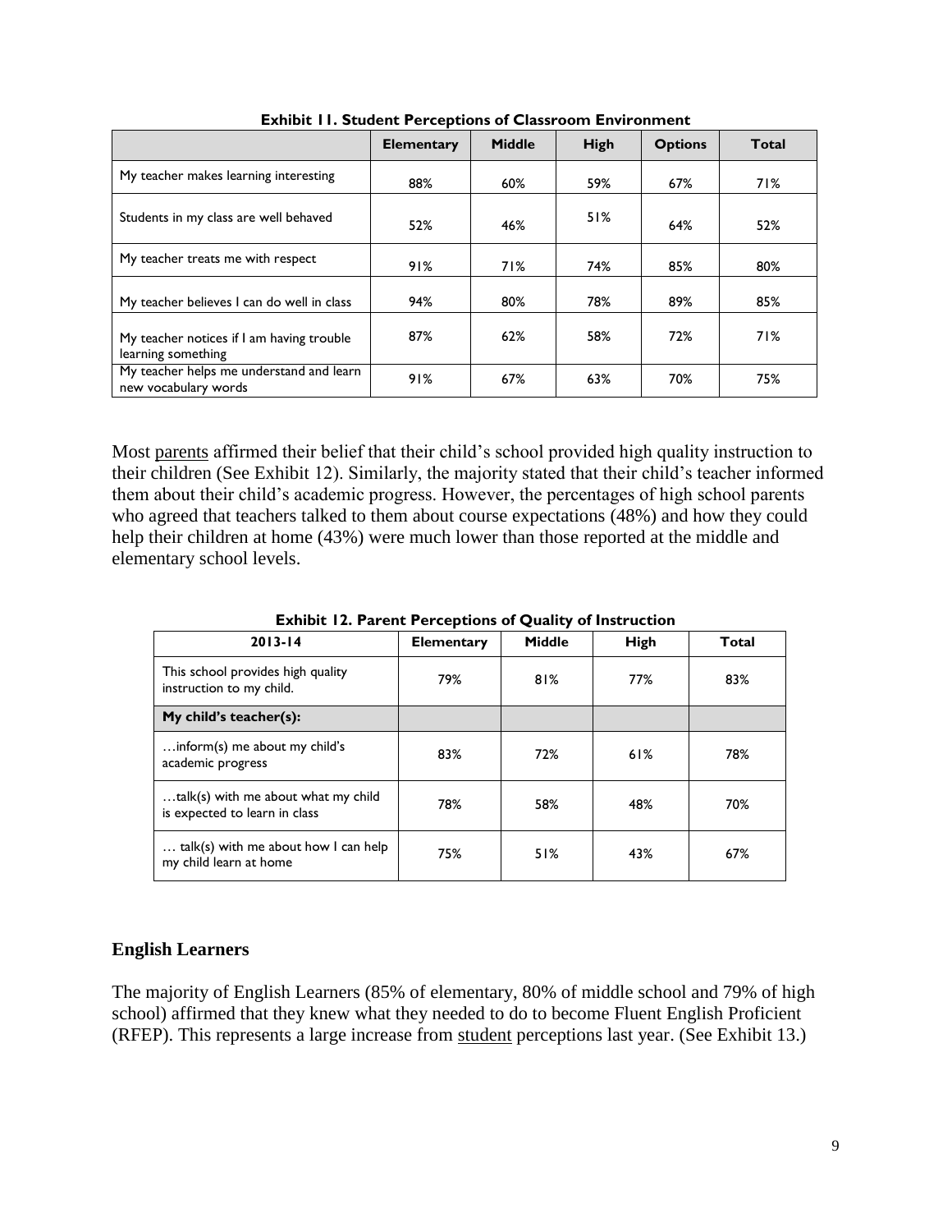**Exhibit 11. Student Perceptions of Classroom Environment**

| | Elementary | Middle | High | Options | Total |
|---|---|---|---|---|---|
| My teacher makes learning interesting | 88% | 60% | 59% | 67% | 71% |
| Students in my class are well behaved | 52% | 46% | 51% | 64% | 52% |
| My teacher treats me with respect | 91% | 71% | 74% | 85% | 80% |
| My teacher believes I can do well in class | 94% | 80% | 78% | 89% | 85% |
| My teacher notices if I am having trouble learning something | 87% | 62% | 58% | 72% | 71% |
| My teacher helps me understand and learn new vocabulary words | 91% | 67% | 63% | 70% | 75% |

Most parents affirmed their belief that their child's school provided high quality instruction to their children (See Exhibit 12). Similarly, the majority stated that their child's teacher informed them about their child's academic progress. However, the percentages of high school parents who agreed that teachers talked to them about course expectations (48%) and how they could help their children at home (43%) were much lower than those reported at the middle and elementary school levels.

**Exhibit 12. Parent Perceptions of Quality of Instruction**

| 2013-14 | Elementary | Middle | High | Total |
|---|---|---|---|---|
| This school provides high quality instruction to my child. | 79% | 81% | 77% | 83% |
| **My child's teacher(s):** | | | | |
| …inform(s) me about my child's academic progress | 83% | 72% | 61% | 78% |
| …talk(s) with me about what my child is expected to learn in class | 78% | 58% | 48% | 70% |
| … talk(s) with me about how I can help my child learn at home | 75% | 51% | 43% | 67% |

## English Learners

The majority of English Learners (85% of elementary, 80% of middle school and 79% of high school) affirmed that they knew what they needed to do to become Fluent English Proficient (RFEP). This represents a large increase from student perceptions last year. (See Exhibit 13.)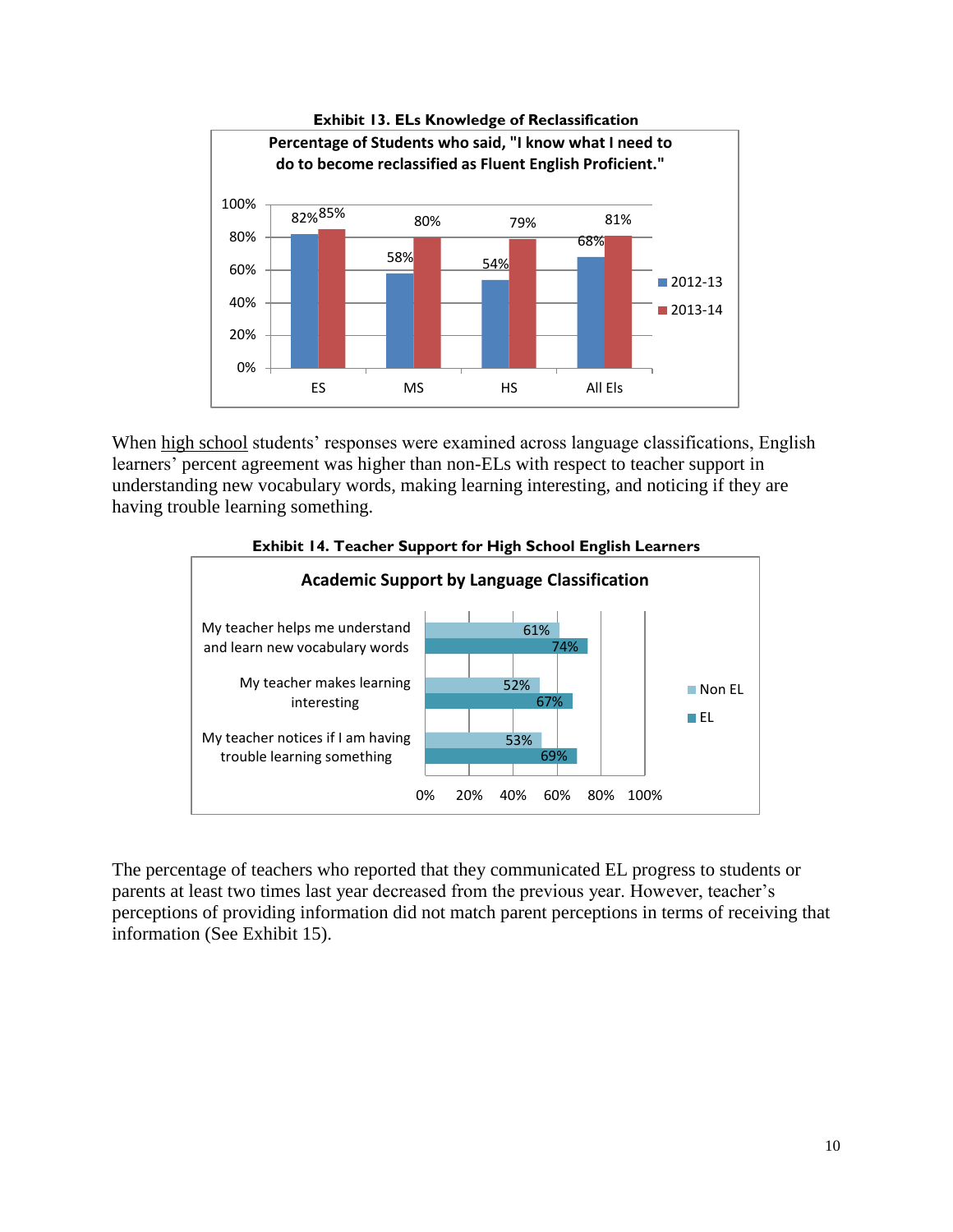**Exhibit 13. ELs Knowledge of Reclassification**

**Percentage of Students who said, "I know what I need to do to become reclassified as Fluent English Proficient."**

| | ES | MS | HS | All Els |
|---|---|---|---|---|
| 2012-13 | 82% | 58% | 54% | 68% |
| 2013-14 | 85% | 80% | 79% | 81% |

When <u>high school</u> students' responses were examined across language classifications, English learners' percent agreement was higher than non-ELs with respect to teacher support in understanding new vocabulary words, making learning interesting, and noticing if they are having trouble learning something.

**Exhibit 14. Teacher Support for High School English Learners**

**Academic Support by Language Classification**

| | Non EL | EL |
|---|---|---|
| My teacher helps me understand and learn new vocabulary words | 61% | 74% |
| My teacher makes learning interesting | 52% | 67% |
| My teacher notices if I am having trouble learning something | 53% | 69% |

The percentage of teachers who reported that they communicated EL progress to students or parents at least two times last year decreased from the previous year. However, teacher's perceptions of providing information did not match parent perceptions in terms of receiving that information (See Exhibit 15).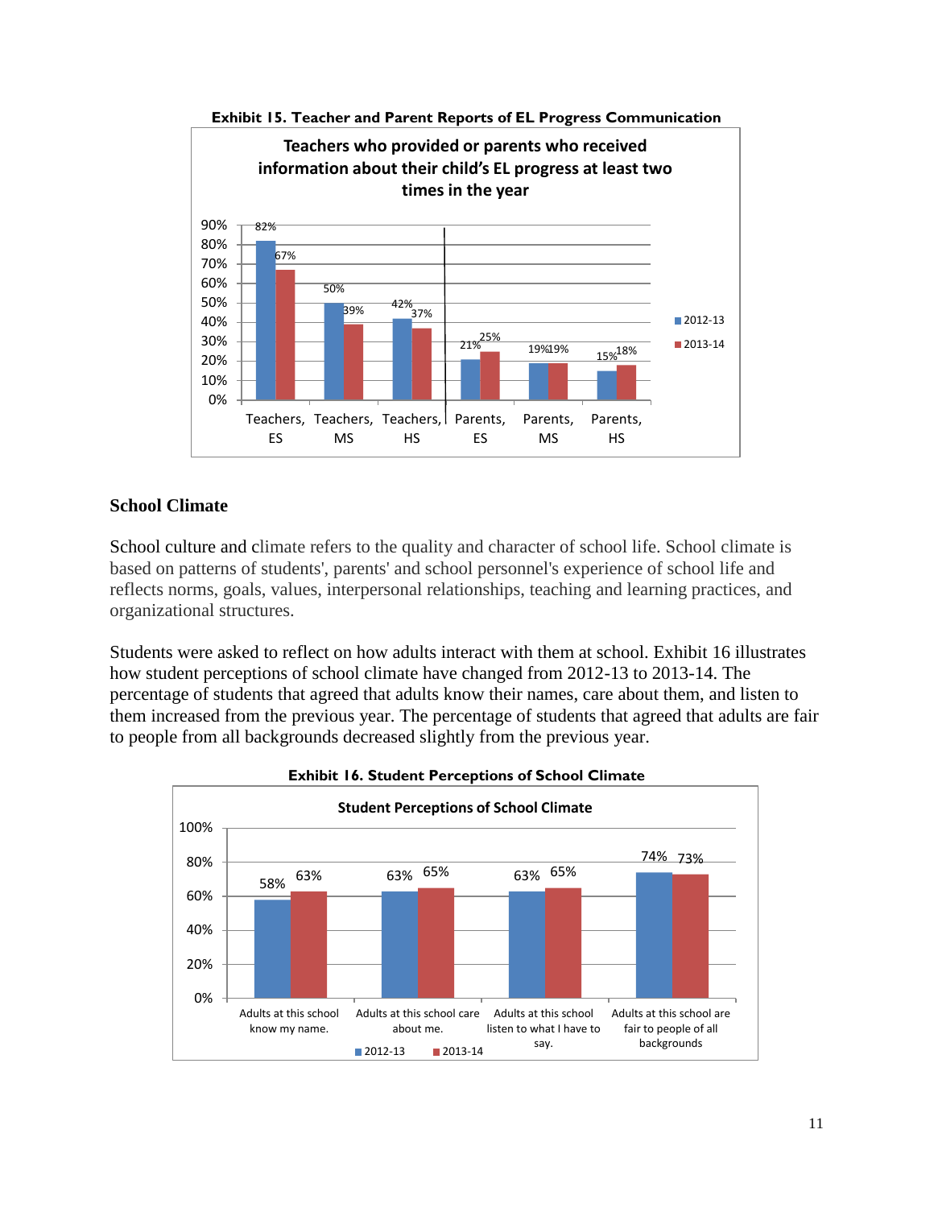**Exhibit 15. Teacher and Parent Reports of EL Progress Communication**

Teachers who provided or parents who received information about their child's EL progress at least two times in the year

| | 2012-13 | 2013-14 |
|---|---|---|
| Teachers, ES | 82% | 67% |
| Teachers, MS | 50% | 39% |
| Teachers, HS | 42% | 37% |
| Parents, ES | 21% | 25% |
| Parents, MS | 19% | 19% |
| Parents, HS | 15% | 18% |

## School Climate

School culture and climate refers to the quality and character of school life. School climate is based on patterns of students', parents' and school personnel's experience of school life and reflects norms, goals, values, interpersonal relationships, teaching and learning practices, and organizational structures.

Students were asked to reflect on how adults interact with them at school. Exhibit 16 illustrates how student perceptions of school climate have changed from 2012-13 to 2013-14. The percentage of students that agreed that adults know their names, care about them, and listen to them increased from the previous year. The percentage of students that agreed that adults are fair to people from all backgrounds decreased slightly from the previous year.

**Exhibit 16. Student Perceptions of School Climate**

Student Perceptions of School Climate

| | 2012-13 | 2013-14 |
|---|---|---|
| Adults at this school know my name. | 58% | 63% |
| Adults at this school care about me. | 63% | 65% |
| Adults at this school listen to what I have to say. | 63% | 65% |
| Adults at this school are fair to people of all backgrounds | 74% | 73% |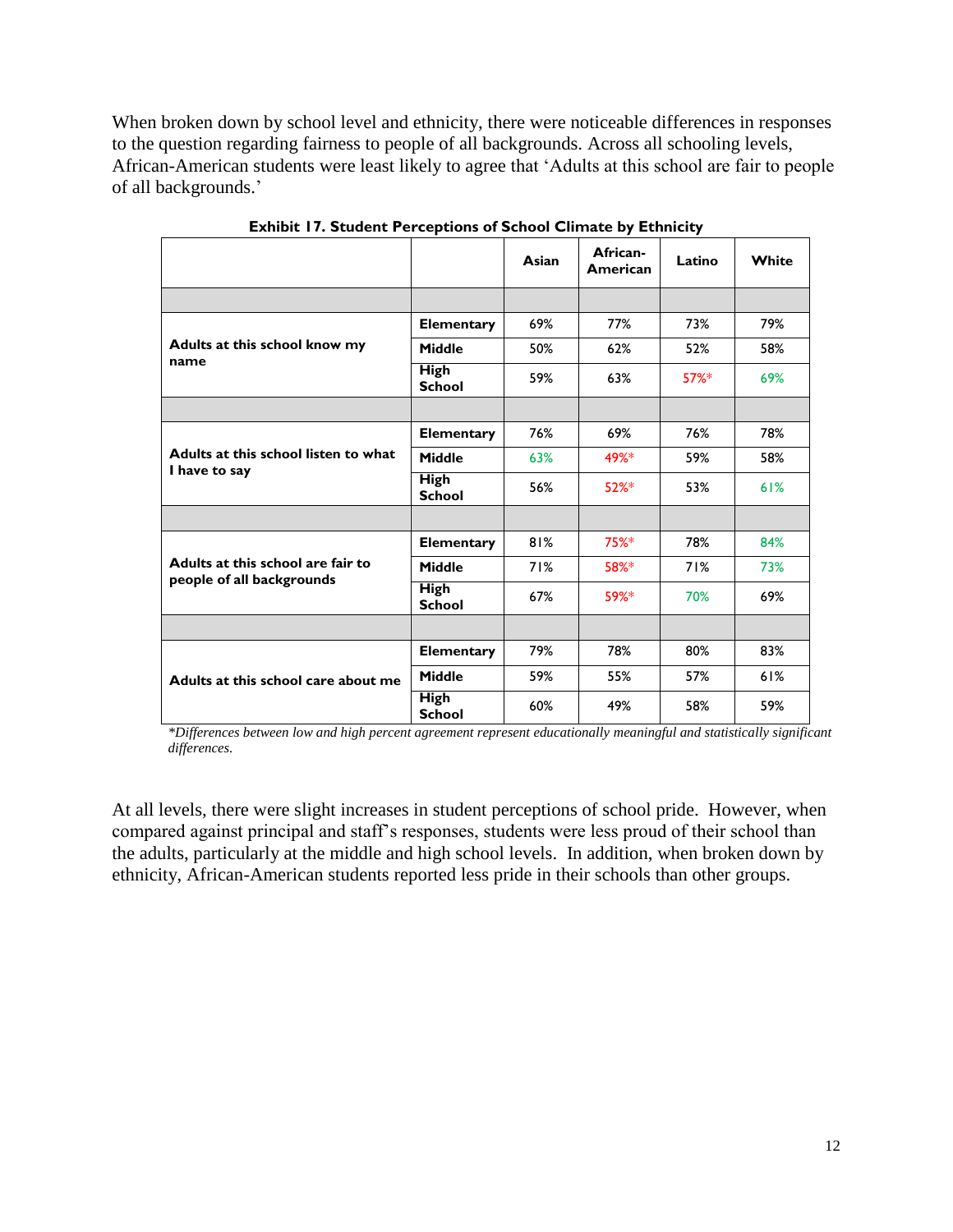When broken down by school level and ethnicity, there were noticeable differences in responses to the question regarding fairness to people of all backgrounds. Across all schooling levels, African-American students were least likely to agree that 'Adults at this school are fair to people of all backgrounds.'

**Exhibit 17. Student Perceptions of School Climate by Ethnicity**

| | | Asian | African-American | Latino | White |
|---|---|---|---|---|---|
| Adults at this school know my name | Elementary | 69% | 77% | 73% | 79% |
| | Middle | 50% | 62% | 52% | 58% |
| | High School | 59% | 63% | 57%* | 69% |
| Adults at this school listen to what I have to say | Elementary | 76% | 69% | 76% | 78% |
| | Middle | 63% | 49%* | 59% | 58% |
| | High School | 56% | 52%* | 53% | 61% |
| Adults at this school are fair to people of all backgrounds | Elementary | 81% | 75%* | 78% | 84% |
| | Middle | 71% | 58%* | 71% | 73% |
| | High School | 67% | 59%* | 70% | 69% |
| Adults at this school care about me | Elementary | 79% | 78% | 80% | 83% |
| | Middle | 59% | 55% | 57% | 61% |
| | High School | 60% | 49% | 58% | 59% |

*\*Differences between low and high percent agreement represent educationally meaningful and statistically significant differences.*

At all levels, there were slight increases in student perceptions of school pride. However, when compared against principal and staff's responses, students were less proud of their school than the adults, particularly at the middle and high school levels. In addition, when broken down by ethnicity, African-American students reported less pride in their schools than other groups.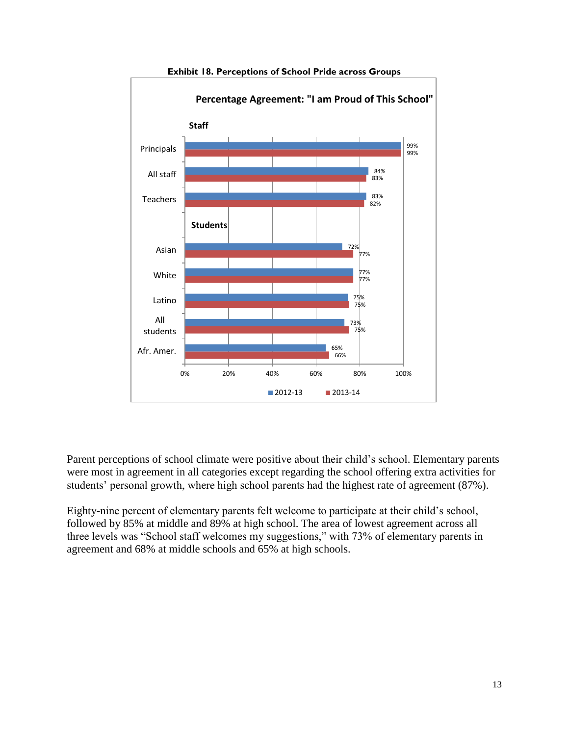**Exhibit 18. Perceptions of School Pride across Groups**

**Percentage Agreement: "I am Proud of This School"**

| Group | 2012-13 | 2013-14 |
|---|---|---|
| **Staff** | | |
| Principals | 99% | 99% |
| All staff | 84% | 83% |
| Teachers | 83% | 82% |
| **Students** | | |
| Asian | 72% | 77% |
| White | 77% | 77% |
| Latino | 75% | 75% |
| All students | 73% | 75% |
| Afr. Amer. | 65% | 66% |

Parent perceptions of school climate were positive about their child's school. Elementary parents were most in agreement in all categories except regarding the school offering extra activities for students' personal growth, where high school parents had the highest rate of agreement (87%).

Eighty-nine percent of elementary parents felt welcome to participate at their child's school, followed by 85% at middle and 89% at high school. The area of lowest agreement across all three levels was "School staff welcomes my suggestions," with 73% of elementary parents in agreement and 68% at middle schools and 65% at high schools.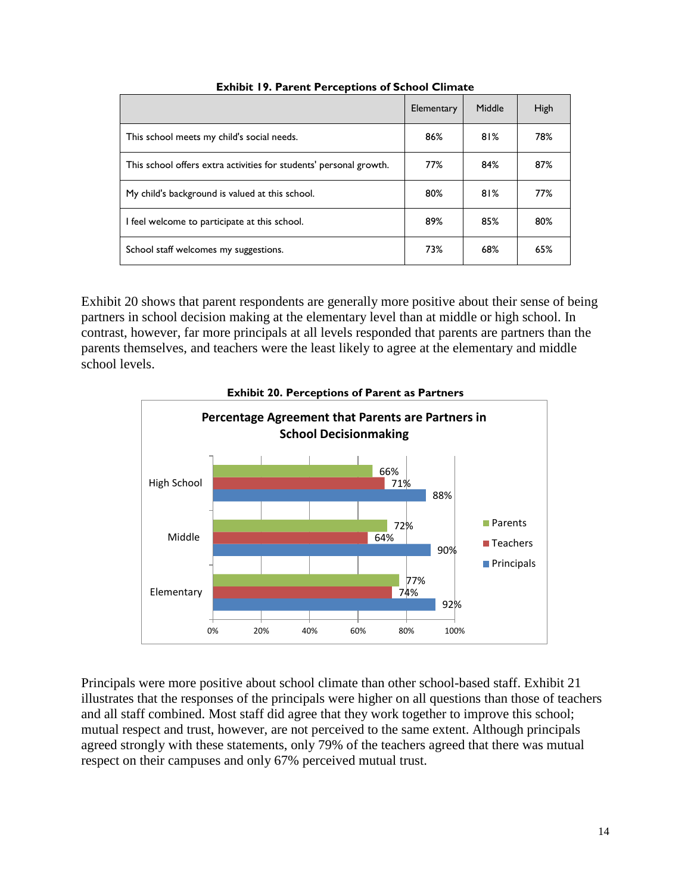**Exhibit 19. Parent Perceptions of School Climate**

| | Elementary | Middle | High |
|---|---|---|---|
| This school meets my child's social needs. | 86% | 81% | 78% |
| This school offers extra activities for students' personal growth. | 77% | 84% | 87% |
| My child's background is valued at this school. | 80% | 81% | 77% |
| I feel welcome to participate at this school. | 89% | 85% | 80% |
| School staff welcomes my suggestions. | 73% | 68% | 65% |

Exhibit 20 shows that parent respondents are generally more positive about their sense of being partners in school decision making at the elementary level than at middle or high school. In contrast, however, far more principals at all levels responded that parents are partners than the parents themselves, and teachers were the least likely to agree at the elementary and middle school levels.

**Exhibit 20. Perceptions of Parent as Partners**

**Percentage Agreement that Parents are Partners in School Decisionmaking**

| | Parents | Teachers | Principals |
|---|---|---|---|
| High School | 66% | 71% | 88% |
| Middle | 72% | 64% | 90% |
| Elementary | 77% | 74% | 92% |

Principals were more positive about school climate than other school-based staff. Exhibit 21 illustrates that the responses of the principals were higher on all questions than those of teachers and all staff combined. Most staff did agree that they work together to improve this school; mutual respect and trust, however, are not perceived to the same extent. Although principals agreed strongly with these statements, only 79% of the teachers agreed that there was mutual respect on their campuses and only 67% perceived mutual trust.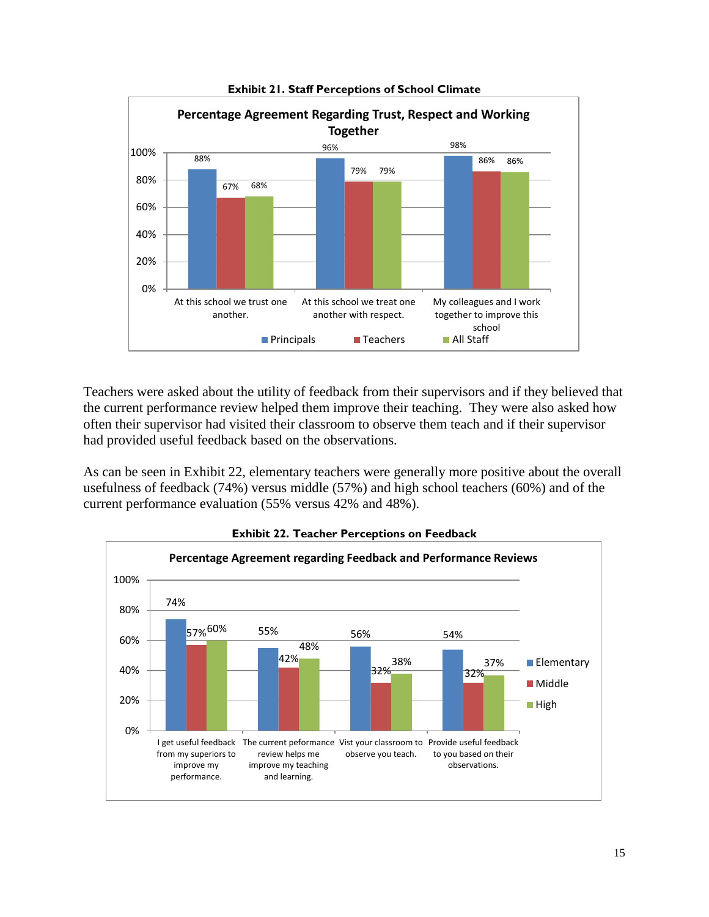**Exhibit 21. Staff Perceptions of School Climate**

**Percentage Agreement Regarding Trust, Respect and Working Together**

| | Principals | Teachers | All Staff |
|---|---|---|---|
| At this school we trust one another. | 88% | 67% | 68% |
| At this school we treat one another with respect. | 96% | 79% | 79% |
| My colleagues and I work together to improve this school | 98% | 86% | 86% |

Teachers were asked about the utility of feedback from their supervisors and if they believed that the current performance review helped them improve their teaching. They were also asked how often their supervisor had visited their classroom to observe them teach and if their supervisor had provided useful feedback based on the observations.

As can be seen in Exhibit 22, elementary teachers were generally more positive about the overall usefulness of feedback (74%) versus middle (57%) and high school teachers (60%) and of the current performance evaluation (55% versus 42% and 48%).

**Exhibit 22. Teacher Perceptions on Feedback**

**Percentage Agreement regarding Feedback and Performance Reviews**

| | Elementary | Middle | High |
|---|---|---|---|
| I get useful feedback from my superiors to improve my performance. | 74% | 57% | 60% |
| The current peformance review helps me improve my teaching and learning. | 55% | 42% | 48% |
| Vist your classroom to observe you teach. | 56% | 32% | 38% |
| Provide useful feedback to you based on their observations. | 54% | 32% | 37% |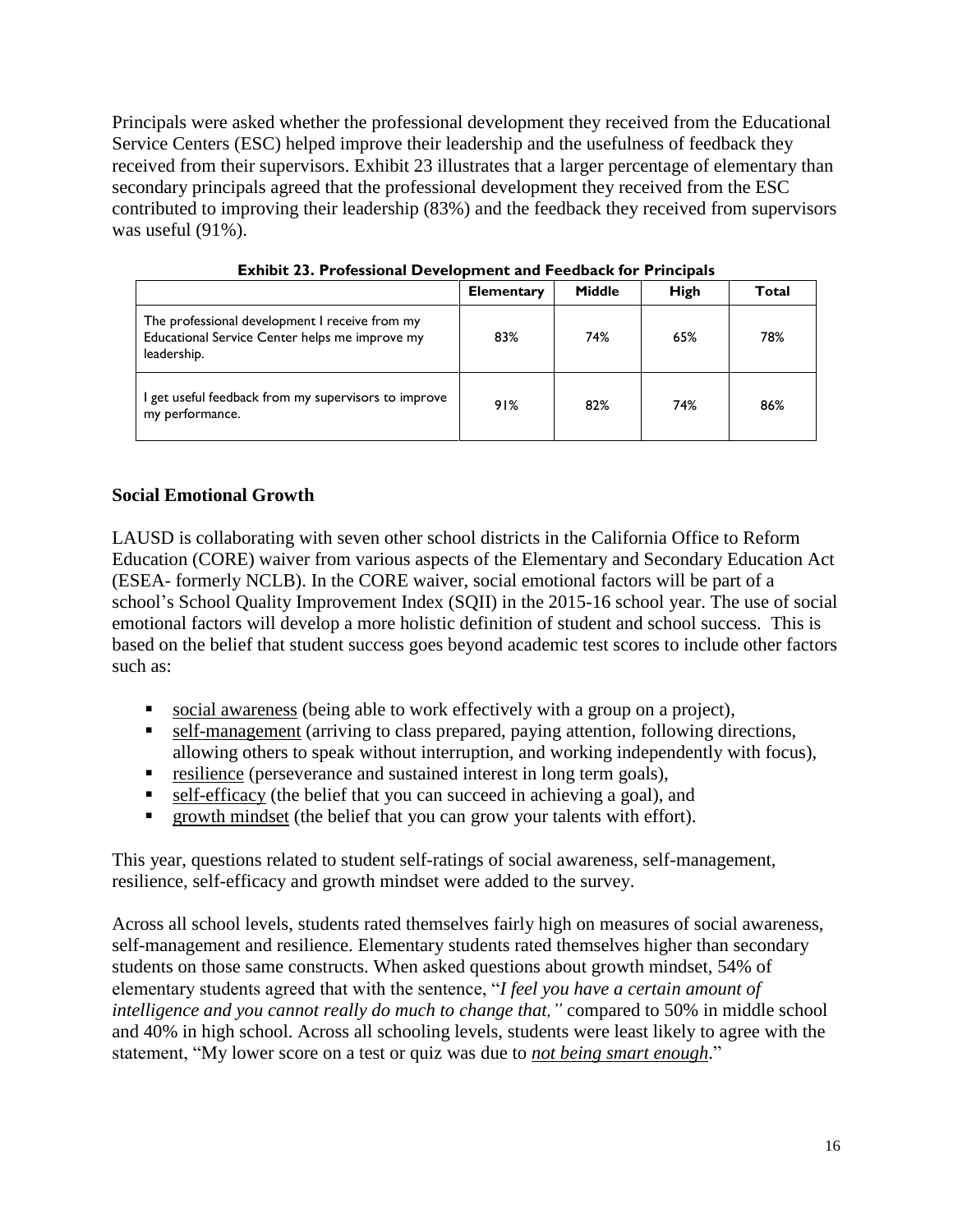Principals were asked whether the professional development they received from the Educational Service Centers (ESC) helped improve their leadership and the usefulness of feedback they received from their supervisors. Exhibit 23 illustrates that a larger percentage of elementary than secondary principals agreed that the professional development they received from the ESC contributed to improving their leadership (83%) and the feedback they received from supervisors was useful (91%).

**Exhibit 23. Professional Development and Feedback for Principals**

| | Elementary | Middle | High | Total |
|---|---|---|---|---|
| The professional development I receive from my Educational Service Center helps me improve my leadership. | 83% | 74% | 65% | 78% |
| I get useful feedback from my supervisors to improve my performance. | 91% | 82% | 74% | 86% |

## Social Emotional Growth

LAUSD is collaborating with seven other school districts in the California Office to Reform Education (CORE) waiver from various aspects of the Elementary and Secondary Education Act (ESEA- formerly NCLB). In the CORE waiver, social emotional factors will be part of a school's School Quality Improvement Index (SQII) in the 2015-16 school year. The use of social emotional factors will develop a more holistic definition of student and school success. This is based on the belief that student success goes beyond academic test scores to include other factors such as:

- <u>social awareness</u> (being able to work effectively with a group on a project),
- <u>self-management</u> (arriving to class prepared, paying attention, following directions, allowing others to speak without interruption, and working independently with focus),
- <u>resilience</u> (perseverance and sustained interest in long term goals),
- <u>self-efficacy</u> (the belief that you can succeed in achieving a goal), and
- <u>growth mindset</u> (the belief that you can grow your talents with effort).

This year, questions related to student self-ratings of social awareness, self-management, resilience, self-efficacy and growth mindset were added to the survey.

Across all school levels, students rated themselves fairly high on measures of social awareness, self-management and resilience. Elementary students rated themselves higher than secondary students on those same constructs. When asked questions about growth mindset, 54% of elementary students agreed that with the sentence, "*I feel you have a certain amount of intelligence and you cannot really do much to change that,"* compared to 50% in middle school and 40% in high school. Across all schooling levels, students were least likely to agree with the statement, "My lower score on a test or quiz was due to ***<u>not being smart enough</u>***."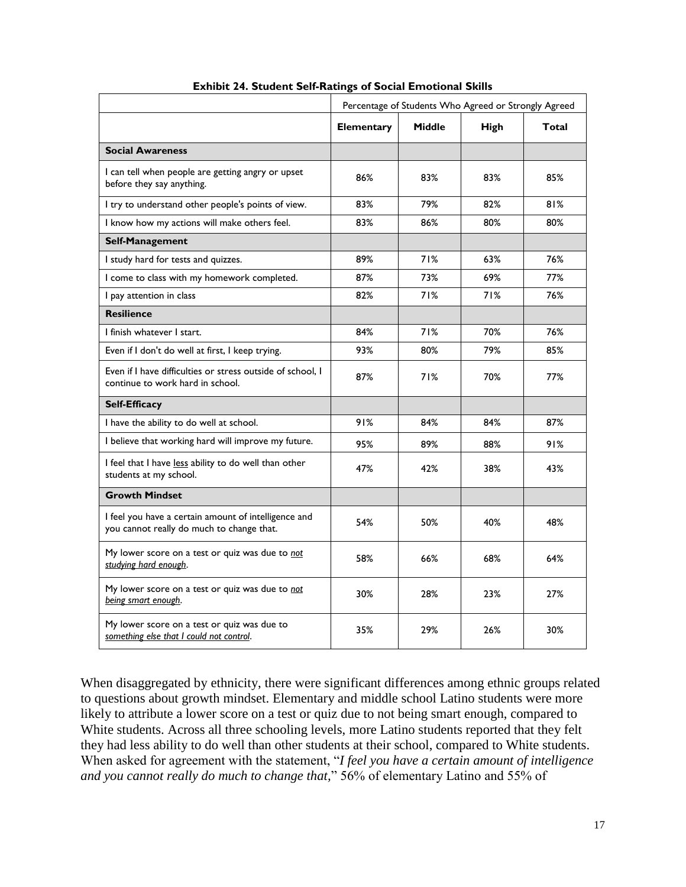**Exhibit 24. Student Self-Ratings of Social Emotional Skills**

| | Percentage of Students Who Agreed or Strongly Agreed | | | |
|---|---|---|---|---|
| | **Elementary** | **Middle** | **High** | **Total** |
| **Social Awareness** | | | | |
| I can tell when people are getting angry or upset before they say anything. | 86% | 83% | 83% | 85% |
| I try to understand other people's points of view. | 83% | 79% | 82% | 81% |
| I know how my actions will make others feel. | 83% | 86% | 80% | 80% |
| **Self-Management** | | | | |
| I study hard for tests and quizzes. | 89% | 71% | 63% | 76% |
| I come to class with my homework completed. | 87% | 73% | 69% | 77% |
| I pay attention in class | 82% | 71% | 71% | 76% |
| **Resilience** | | | | |
| I finish whatever I start. | 84% | 71% | 70% | 76% |
| Even if I don't do well at first, I keep trying. | 93% | 80% | 79% | 85% |
| Even if I have difficulties or stress outside of school, I continue to work hard in school. | 87% | 71% | 70% | 77% |
| **Self-Efficacy** | | | | |
| I have the ability to do well at school. | 91% | 84% | 84% | 87% |
| I believe that working hard will improve my future. | 95% | 89% | 88% | 91% |
| I feel that I have <u>less</u> ability to do well than other students at my school. | 47% | 42% | 38% | 43% |
| **Growth Mindset** | | | | |
| I feel you have a certain amount of intelligence and you cannot really do much to change that. | 54% | 50% | 40% | 48% |
| My lower score on a test or quiz was due to *not studying hard enough*. | 58% | 66% | 68% | 64% |
| My lower score on a test or quiz was due to *not being smart enough*. | 30% | 28% | 23% | 27% |
| My lower score on a test or quiz was due to *something else that I could not control*. | 35% | 29% | 26% | 30% |

When disaggregated by ethnicity, there were significant differences among ethnic groups related to questions about growth mindset. Elementary and middle school Latino students were more likely to attribute a lower score on a test or quiz due to not being smart enough, compared to White students. Across all three schooling levels, more Latino students reported that they felt they had less ability to do well than other students at their school, compared to White students. When asked for agreement with the statement, "*I feel you have a certain amount of intelligence and you cannot really do much to change that,*" 56% of elementary Latino and 55% of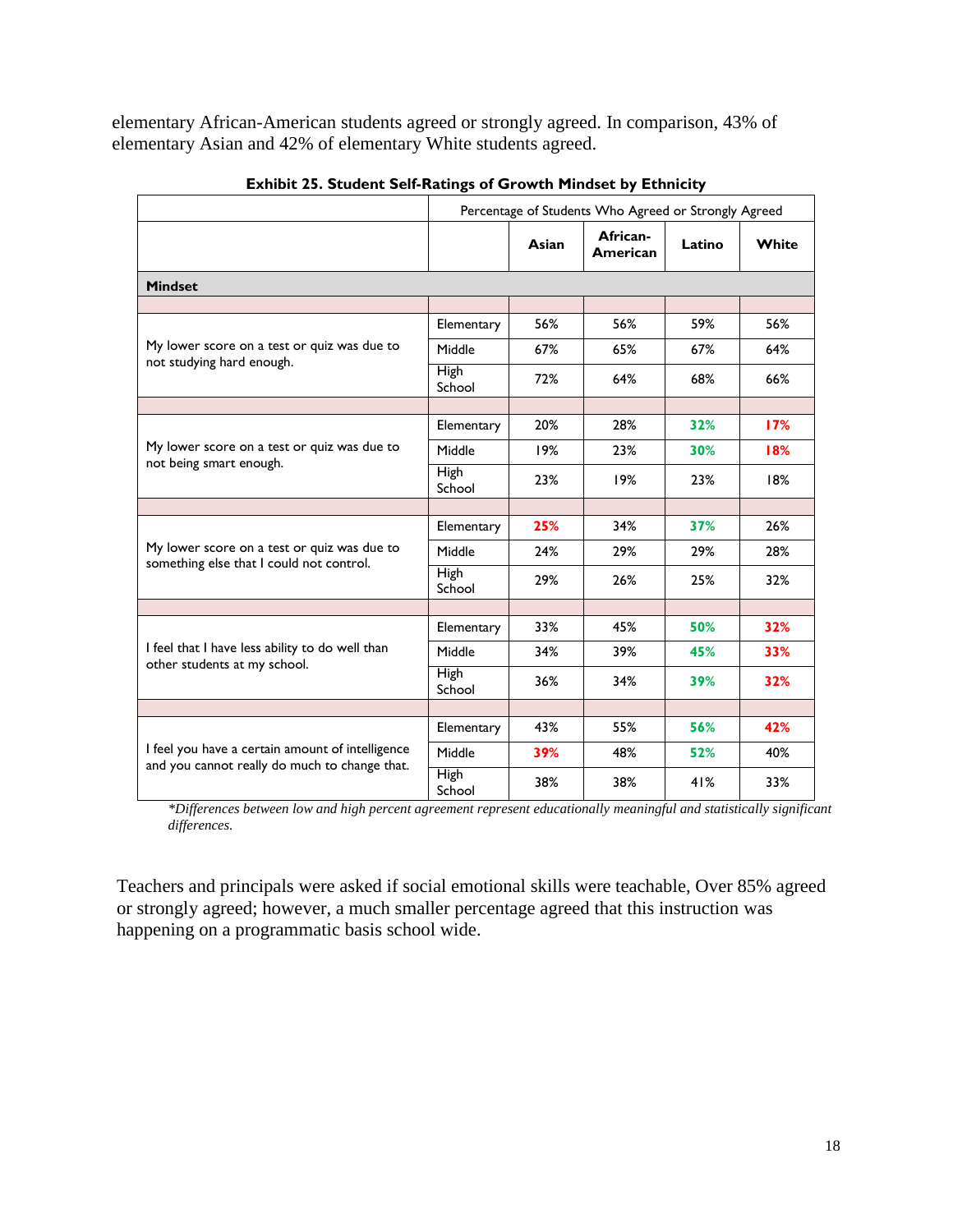elementary African-American students agreed or strongly agreed. In comparison, 43% of elementary Asian and 42% of elementary White students agreed.

**Exhibit 25. Student Self-Ratings of Growth Mindset by Ethnicity**

| | Percentage of Students Who Agreed or Strongly Agreed | | | | |
|---|---|---|---|---|---|
| | | **Asian** | **African-American** | **Latino** | **White** |
| **Mindset** | | | | | |
| My lower score on a test or quiz was due to not studying hard enough. | Elementary | 56% | 56% | 59% | 56% |
| | Middle | 67% | 65% | 67% | 64% |
| | High School | 72% | 64% | 68% | 66% |
| My lower score on a test or quiz was due to not being smart enough. | Elementary | 20% | 28% | 32% | 17% |
| | Middle | 19% | 23% | 30% | 18% |
| | High School | 23% | 19% | 23% | 18% |
| My lower score on a test or quiz was due to something else that I could not control. | Elementary | 25% | 34% | 37% | 26% |
| | Middle | 24% | 29% | 29% | 28% |
| | High School | 29% | 26% | 25% | 32% |
| I feel that I have less ability to do well than other students at my school. | Elementary | 33% | 45% | 50% | 32% |
| | Middle | 34% | 39% | 45% | 33% |
| | High School | 36% | 34% | 39% | 32% |
| I feel you have a certain amount of intelligence and you cannot really do much to change that. | Elementary | 43% | 55% | 56% | 42% |
| | Middle | 39% | 48% | 52% | 40% |
| | High School | 38% | 38% | 41% | 33% |

*\*Differences between low and high percent agreement represent educationally meaningful and statistically significant differences.*

Teachers and principals were asked if social emotional skills were teachable, Over 85% agreed or strongly agreed; however, a much smaller percentage agreed that this instruction was happening on a programmatic basis school wide.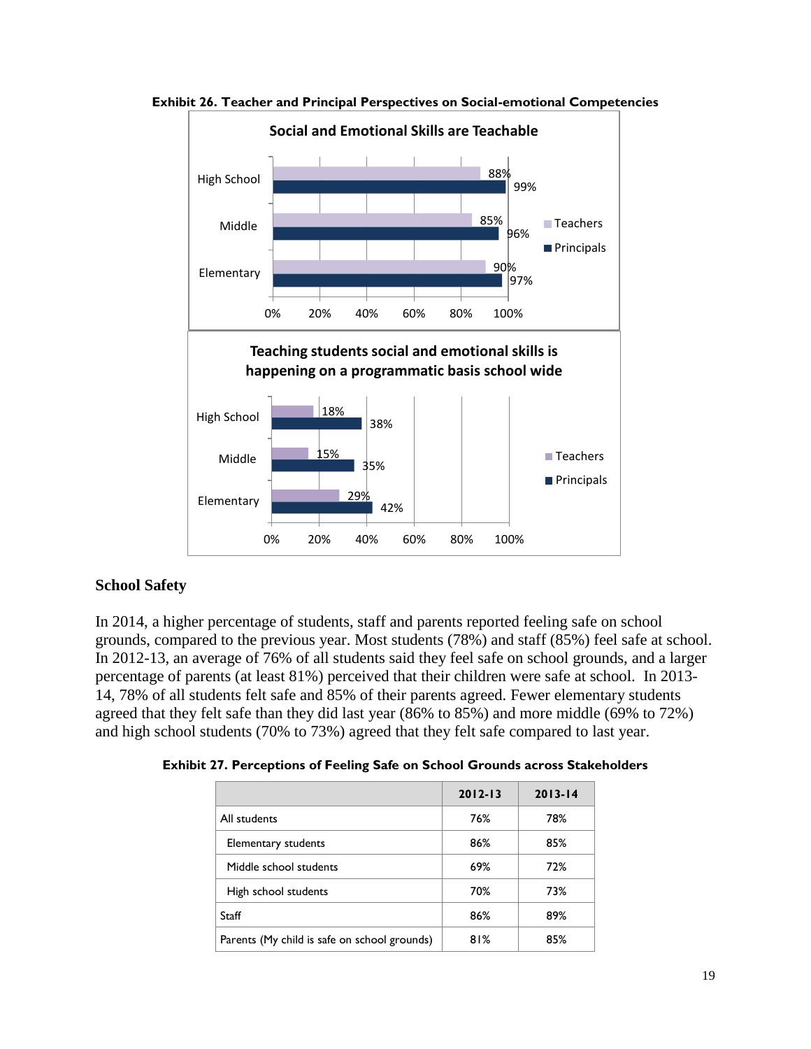**Exhibit 26. Teacher and Principal Perspectives on Social-emotional Competencies**

**Social and Emotional Skills are Teachable**

| | Teachers | Principals |
|---|---|---|
| High School | 88% | 99% |
| Middle | 85% | 96% |
| Elementary | 90% | 97% |

**Teaching students social and emotional skills is happening on a programmatic basis school wide**

| | Teachers | Principals |
|---|---|---|
| High School | 18% | 38% |
| Middle | 15% | 35% |
| Elementary | 29% | 42% |

## School Safety

In 2014, a higher percentage of students, staff and parents reported feeling safe on school grounds, compared to the previous year. Most students (78%) and staff (85%) feel safe at school. In 2012-13, an average of 76% of all students said they feel safe on school grounds, and a larger percentage of parents (at least 81%) perceived that their children were safe at school. In 2013-14, 78% of all students felt safe and 85% of their parents agreed. Fewer elementary students agreed that they felt safe than they did last year (86% to 85%) and more middle (69% to 72%) and high school students (70% to 73%) agreed that they felt safe compared to last year.

**Exhibit 27. Perceptions of Feeling Safe on School Grounds across Stakeholders**

| | 2012-13 | 2013-14 |
|---|---|---|
| All students | 76% | 78% |
| Elementary students | 86% | 85% |
| Middle school students | 69% | 72% |
| High school students | 70% | 73% |
| Staff | 86% | 89% |
| Parents (My child is safe on school grounds) | 81% | 85% |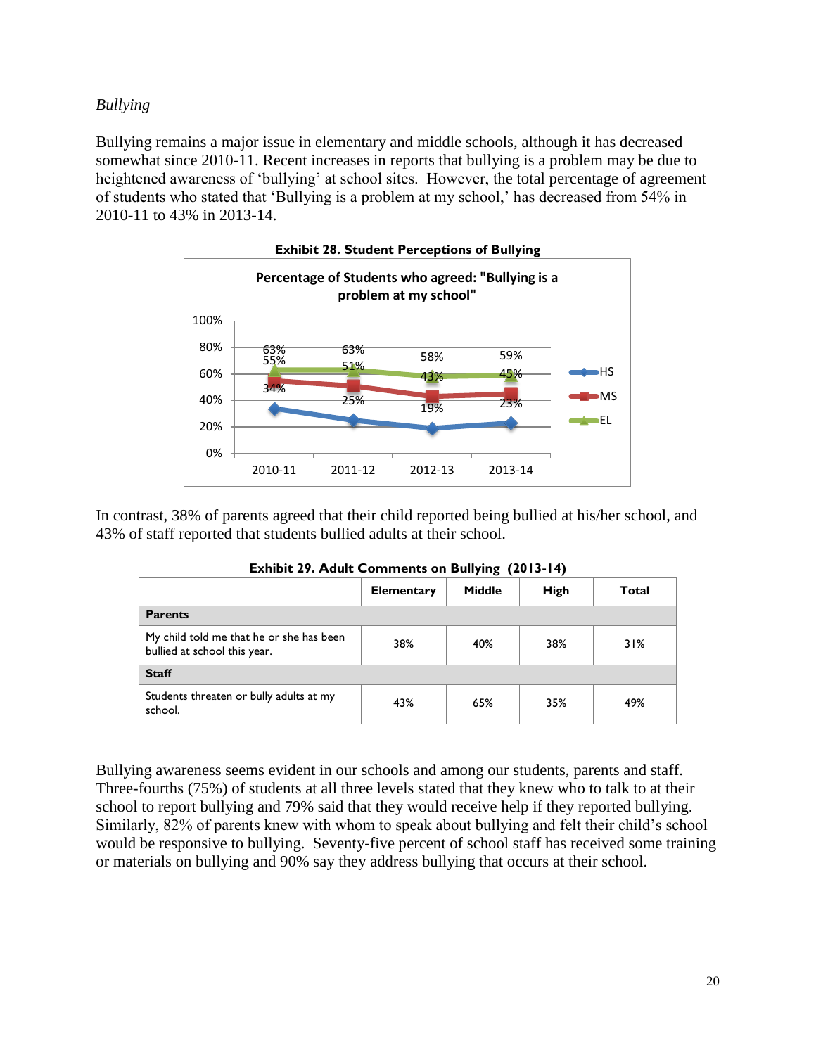*Bullying*

Bullying remains a major issue in elementary and middle schools, although it has decreased somewhat since 2010-11. Recent increases in reports that bullying is a problem may be due to heightened awareness of 'bullying' at school sites. However, the total percentage of agreement of students who stated that 'Bullying is a problem at my school,' has decreased from 54% in 2010-11 to 43% in 2013-14.

**Exhibit 28. Student Perceptions of Bullying**

**Percentage of Students who agreed: "Bullying is a problem at my school"**

| | 2010-11 | 2011-12 | 2012-13 | 2013-14 |
|---|---|---|---|---|
| HS | 34% | 25% | 19% | 23% |
| MS | 55% | 51% | 43% | 45% |
| EL | 63% | 63% | 58% | 59% |

In contrast, 38% of parents agreed that their child reported being bullied at his/her school, and 43% of staff reported that students bullied adults at their school.

**Exhibit 29. Adult Comments on Bullying (2013-14)**

| | Elementary | Middle | High | Total |
|---|---|---|---|---|
| **Parents** | | | | |
| My child told me that he or she has been bullied at school this year. | 38% | 40% | 38% | 31% |
| **Staff** | | | | |
| Students threaten or bully adults at my school. | 43% | 65% | 35% | 49% |

Bullying awareness seems evident in our schools and among our students, parents and staff. Three-fourths (75%) of students at all three levels stated that they knew who to talk to at their school to report bullying and 79% said that they would receive help if they reported bullying. Similarly, 82% of parents knew with whom to speak about bullying and felt their child's school would be responsive to bullying. Seventy-five percent of school staff has received some training or materials on bullying and 90% say they address bullying that occurs at their school.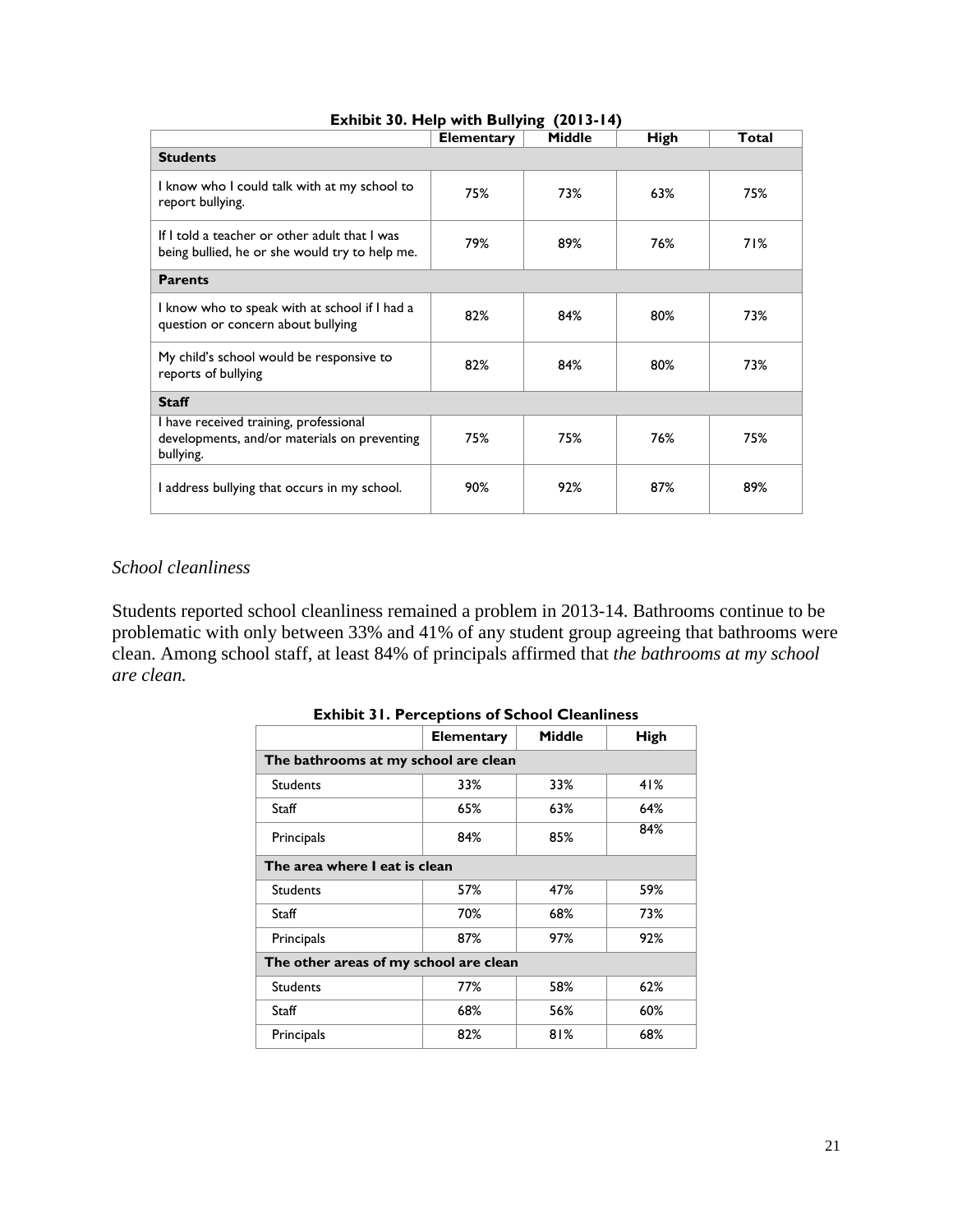**Exhibit 30. Help with Bullying (2013-14)**

| | Elementary | Middle | High | Total |
|---|---|---|---|---|
| **Students** | | | | |
| I know who I could talk with at my school to report bullying. | 75% | 73% | 63% | 75% |
| If I told a teacher or other adult that I was being bullied, he or she would try to help me. | 79% | 89% | 76% | 71% |
| **Parents** | | | | |
| I know who to speak with at school if I had a question or concern about bullying | 82% | 84% | 80% | 73% |
| My child's school would be responsive to reports of bullying | 82% | 84% | 80% | 73% |
| **Staff** | | | | |
| I have received training, professional developments, and/or materials on preventing bullying. | 75% | 75% | 76% | 75% |
| I address bullying that occurs in my school. | 90% | 92% | 87% | 89% |

*School cleanliness*

Students reported school cleanliness remained a problem in 2013-14. Bathrooms continue to be problematic with only between 33% and 41% of any student group agreeing that bathrooms were clean. Among school staff, at least 84% of principals affirmed that *the bathrooms at my school are clean.*

**Exhibit 31. Perceptions of School Cleanliness**

| | Elementary | Middle | High |
|---|---|---|---|
| **The bathrooms at my school are clean** | | | |
| Students | 33% | 33% | 41% |
| Staff | 65% | 63% | 64% |
| Principals | 84% | 85% | 84% |
| **The area where I eat is clean** | | | |
| Students | 57% | 47% | 59% |
| Staff | 70% | 68% | 73% |
| Principals | 87% | 97% | 92% |
| **The other areas of my school are clean** | | | |
| Students | 77% | 58% | 62% |
| Staff | 68% | 56% | 60% |
| Principals | 82% | 81% | 68% |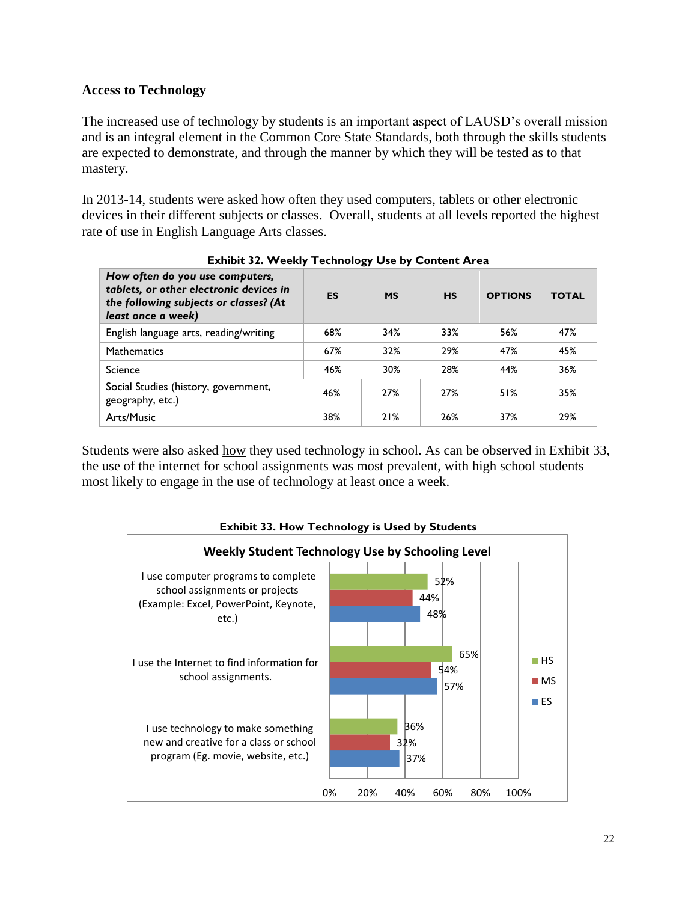## Access to Technology

The increased use of technology by students is an important aspect of LAUSD's overall mission and is an integral element in the Common Core State Standards, both through the skills students are expected to demonstrate, and through the manner by which they will be tested as to that mastery.

In 2013-14, students were asked how often they used computers, tablets or other electronic devices in their different subjects or classes. Overall, students at all levels reported the highest rate of use in English Language Arts classes.

**Exhibit 32. Weekly Technology Use by Content Area**

| ***How often do you use computers, tablets, or other electronic devices in the following subjects or classes? (At least once a week)*** | **ES** | **MS** | **HS** | **OPTIONS** | **TOTAL** |
|---|---|---|---|---|---|
| English language arts, reading/writing | 68% | 34% | 33% | 56% | 47% |
| Mathematics | 67% | 32% | 29% | 47% | 45% |
| Science | 46% | 30% | 28% | 44% | 36% |
| Social Studies (history, government, geography, etc.) | 46% | 27% | 27% | 51% | 35% |
| Arts/Music | 38% | 21% | 26% | 37% | 29% |

Students were also asked <u>how</u> they used technology in school. As can be observed in Exhibit 33, the use of the internet for school assignments was most prevalent, with high school students most likely to engage in the use of technology at least once a week.

**Exhibit 33. How Technology is Used by Students**

**Weekly Student Technology Use by Schooling Level**

| | HS | MS | ES |
|---|---|---|---|
| I use computer programs to complete school assignments or projects (Example: Excel, PowerPoint, Keynote, etc.) | 52% | 44% | 48% |
| I use the Internet to find information for school assignments. | 65% | 54% | 57% |
| I use technology to make something new and creative for a class or school program (Eg. movie, website, etc.) | 36% | 32% | 37% |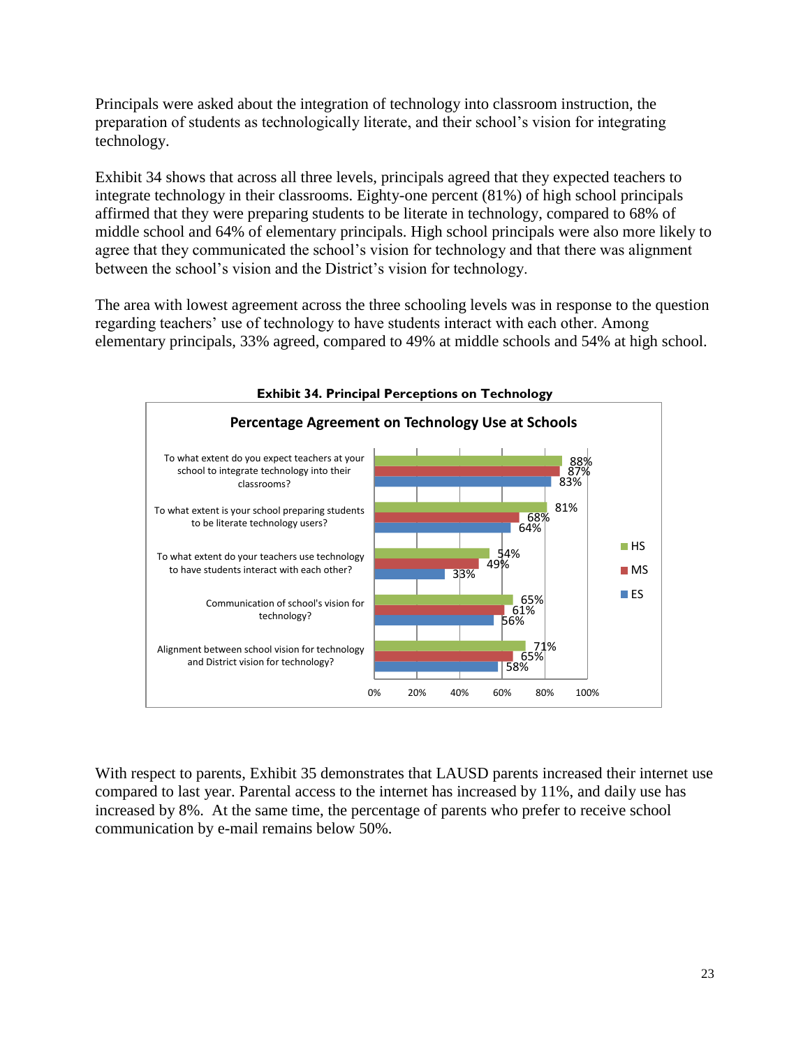Principals were asked about the integration of technology into classroom instruction, the preparation of students as technologically literate, and their school's vision for integrating technology.

Exhibit 34 shows that across all three levels, principals agreed that they expected teachers to integrate technology in their classrooms. Eighty-one percent (81%) of high school principals affirmed that they were preparing students to be literate in technology, compared to 68% of middle school and 64% of elementary principals. High school principals were also more likely to agree that they communicated the school's vision for technology and that there was alignment between the school's vision and the District's vision for technology.

The area with lowest agreement across the three schooling levels was in response to the question regarding teachers' use of technology to have students interact with each other. Among elementary principals, 33% agreed, compared to 49% at middle schools and 54% at high school.

**Exhibit 34. Principal Perceptions on Technology**

**Percentage Agreement on Technology Use at Schools**

| | HS | MS | ES |
|---|---|---|---|
| To what extent do you expect teachers at your school to integrate technology into their classrooms? | 88% | 87% | 83% |
| To what extent is your school preparing students to be literate technology users? | 81% | 68% | 64% |
| To what extent do your teachers use technology to have students interact with each other? | 54% | 49% | 33% |
| Communication of school's vision for technology? | 65% | 61% | 56% |
| Alignment between school vision for technology and District vision for technology? | 71% | 65% | 58% |

With respect to parents, Exhibit 35 demonstrates that LAUSD parents increased their internet use compared to last year. Parental access to the internet has increased by 11%, and daily use has increased by 8%. At the same time, the percentage of parents who prefer to receive school communication by e-mail remains below 50%.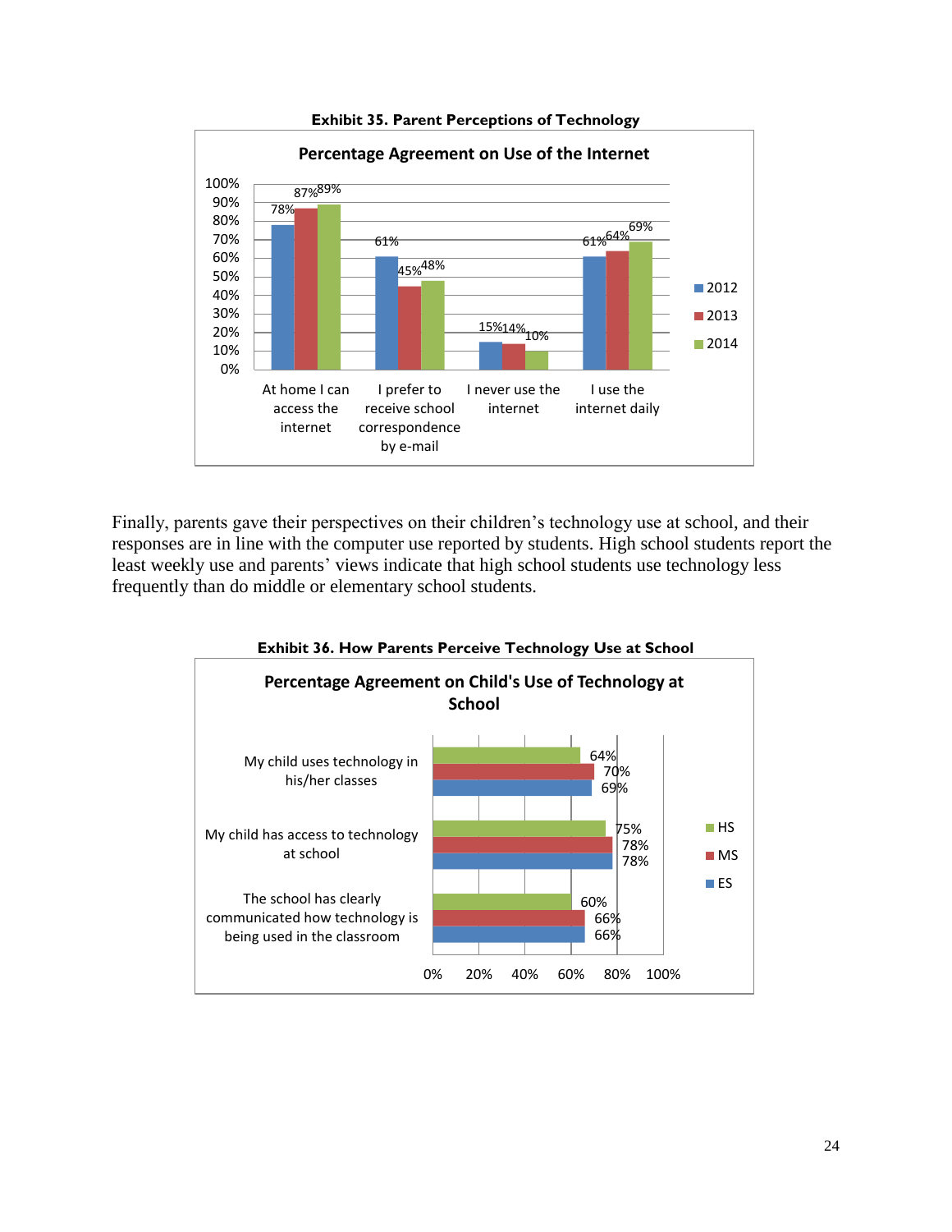**Exhibit 35. Parent Perceptions of Technology**

**Percentage Agreement on Use of the Internet**

| | 2012 | 2013 | 2014 |
|---|---|---|---|
| At home I can access the internet | 78% | 87% | 89% |
| I prefer to receive school correspondence by e-mail | 61% | 45% | 48% |
| I never use the internet | 15% | 14% | 10% |
| I use the internet daily | 61% | 64% | 69% |

Finally, parents gave their perspectives on their children's technology use at school, and their responses are in line with the computer use reported by students. High school students report the least weekly use and parents' views indicate that high school students use technology less frequently than do middle or elementary school students.

**Exhibit 36. How Parents Perceive Technology Use at School**

**Percentage Agreement on Child's Use of Technology at School**

| | HS | MS | ES |
|---|---|---|---|
| My child uses technology in his/her classes | 64% | 70% | 69% |
| My child has access to technology at school | 75% | 78% | 78% |
| The school has clearly communicated how technology is being used in the classroom | 60% | 66% | 66% |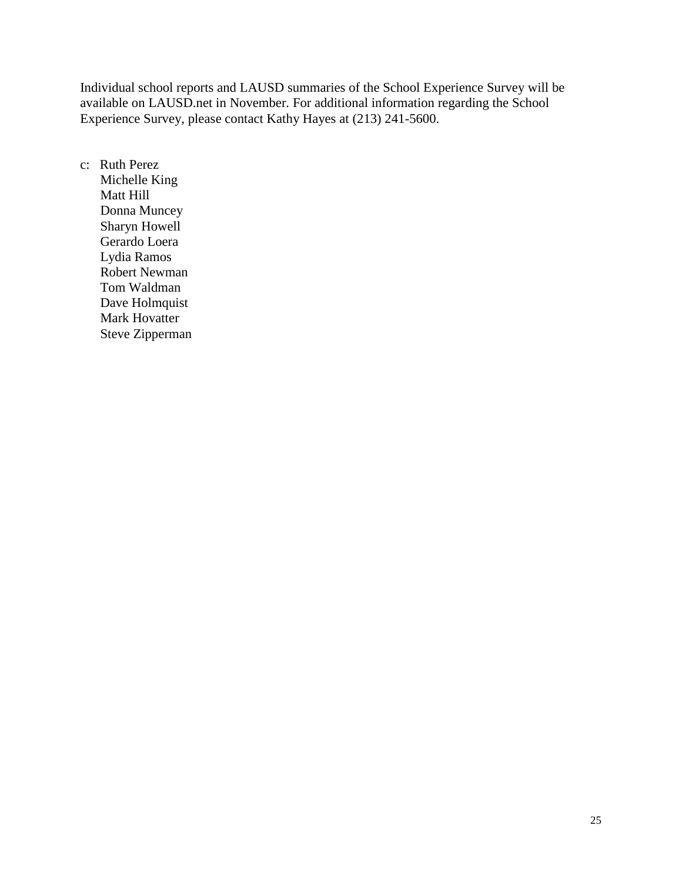Individual school reports and LAUSD summaries of the School Experience Survey will be available on LAUSD.net in November. For additional information regarding the School Experience Survey, please contact Kathy Hayes at (213) 241-5600.

c: Ruth Perez
Michelle King
Matt Hill
Donna Muncey
Sharyn Howell
Gerardo Loera
Lydia Ramos
Robert Newman
Tom Waldman
Dave Holmquist
Mark Hovatter
Steve Zipperman